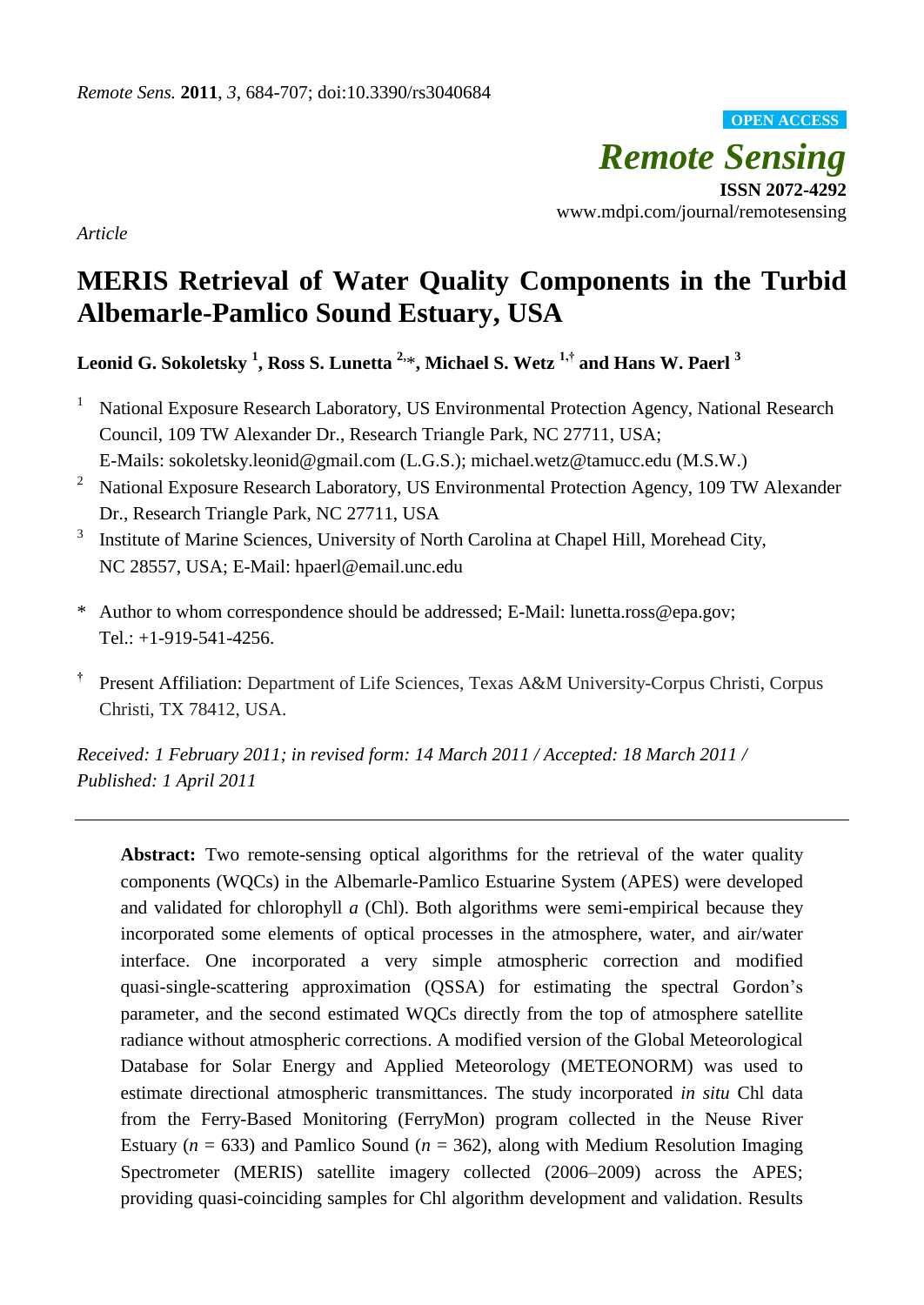*Remote Sens.* **2011**, *3*, 684-707; doi:10.3390/rs3040684

**OPEN ACCESS**

# *Remote Sensing*

**ISSN 2072-4292**
www.mdpi.com/journal/remotesensing

*Article*

# MERIS Retrieval of Water Quality Components in the Turbid Albemarle-Pamlico Sound Estuary, USA

**Leonid G. Sokoletsky [1], Ross S. Lunetta [2,*], Michael S. Wetz [1,†] and Hans W. Paerl [3]**

[1] National Exposure Research Laboratory, US Environmental Protection Agency, National Research Council, 109 TW Alexander Dr., Research Triangle Park, NC 27711, USA; E-Mails: sokoletsky.leonid@gmail.com (L.G.S.); michael.wetz@tamucc.edu (M.S.W.)

[2] National Exposure Research Laboratory, US Environmental Protection Agency, 109 TW Alexander Dr., Research Triangle Park, NC 27711, USA

[3] Institute of Marine Sciences, University of North Carolina at Chapel Hill, Morehead City, NC 28557, USA; E-Mail: hpaerl@email.unc.edu

\* Author to whom correspondence should be addressed; E-Mail: lunetta.ross@epa.gov; Tel.: +1-919-541-4256.

† Present Affiliation: Department of Life Sciences, Texas A&M University-Corpus Christi, Corpus Christi, TX 78412, USA.

*Received: 1 February 2011; in revised form: 14 March 2011 / Accepted: 18 March 2011 / Published: 1 April 2011*

---

**Abstract:** Two remote-sensing optical algorithms for the retrieval of the water quality components (WQCs) in the Albemarle-Pamlico Estuarine System (APES) were developed and validated for chlorophyll *a* (Chl). Both algorithms were semi-empirical because they incorporated some elements of optical processes in the atmosphere, water, and air/water interface. One incorporated a very simple atmospheric correction and modified quasi-single-scattering approximation (QSSA) for estimating the spectral Gordon's parameter, and the second estimated WQCs directly from the top of atmosphere satellite radiance without atmospheric corrections. A modified version of the Global Meteorological Database for Solar Energy and Applied Meteorology (METEONORM) was used to estimate directional atmospheric transmittances. The study incorporated *in situ* Chl data from the Ferry-Based Monitoring (FerryMon) program collected in the Neuse River Estuary ($n$ = 633) and Pamlico Sound ($n$ = 362), along with Medium Resolution Imaging Spectrometer (MERIS) satellite imagery collected (2006–2009) across the APES; providing quasi-coinciding samples for Chl algorithm development and validation. Results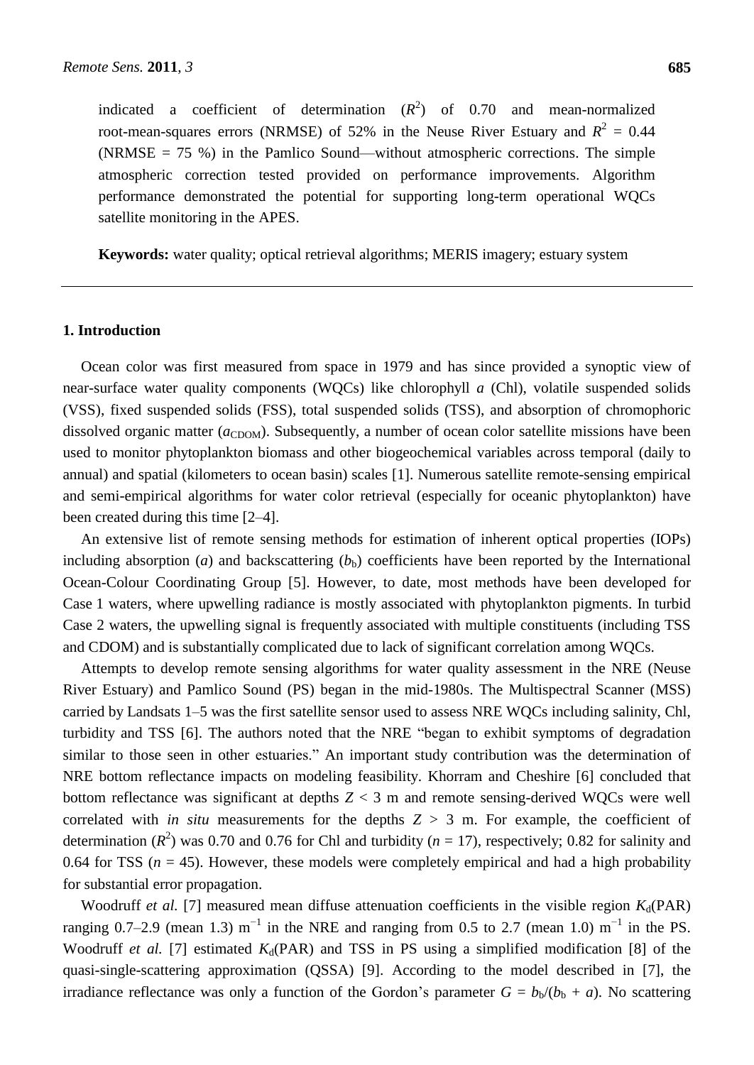indicated a coefficient of determination ($R^2$) of 0.70 and mean-normalized root-mean-squares errors (NRMSE) of 52% in the Neuse River Estuary and $R^2$ = 0.44 (NRMSE = 75 %) in the Pamlico Sound—without atmospheric corrections. The simple atmospheric correction tested provided on performance improvements. Algorithm performance demonstrated the potential for supporting long-term operational WQCs satellite monitoring in the APES.

**Keywords:** water quality; optical retrieval algorithms; MERIS imagery; estuary system

## 1. Introduction

Ocean color was first measured from space in 1979 and has since provided a synoptic view of near-surface water quality components (WQCs) like chlorophyll *a* (Chl), volatile suspended solids (VSS), fixed suspended solids (FSS), total suspended solids (TSS), and absorption of chromophoric dissolved organic matter ($a_{\mathrm{CDOM}}$). Subsequently, a number of ocean color satellite missions have been used to monitor phytoplankton biomass and other biogeochemical variables across temporal (daily to annual) and spatial (kilometers to ocean basin) scales [1]. Numerous satellite remote-sensing empirical and semi-empirical algorithms for water color retrieval (especially for oceanic phytoplankton) have been created during this time [2–4].

An extensive list of remote sensing methods for estimation of inherent optical properties (IOPs) including absorption ($a$) and backscattering ($b_b$) coefficients have been reported by the International Ocean-Colour Coordinating Group [5]. However, to date, most methods have been developed for Case 1 waters, where upwelling radiance is mostly associated with phytoplankton pigments. In turbid Case 2 waters, the upwelling signal is frequently associated with multiple constituents (including TSS and CDOM) and is substantially complicated due to lack of significant correlation among WQCs.

Attempts to develop remote sensing algorithms for water quality assessment in the NRE (Neuse River Estuary) and Pamlico Sound (PS) began in the mid-1980s. The Multispectral Scanner (MSS) carried by Landsats 1–5 was the first satellite sensor used to assess NRE WQCs including salinity, Chl, turbidity and TSS [6]. The authors noted that the NRE "began to exhibit symptoms of degradation similar to those seen in other estuaries." An important study contribution was the determination of NRE bottom reflectance impacts on modeling feasibility. Khorram and Cheshire [6] concluded that bottom reflectance was significant at depths $Z$ < 3 m and remote sensing-derived WQCs were well correlated with *in situ* measurements for the depths $Z$ > 3 m. For example, the coefficient of determination ($R^2$) was 0.70 and 0.76 for Chl and turbidity ($n$ = 17), respectively; 0.82 for salinity and 0.64 for TSS ($n$ = 45). However, these models were completely empirical and had a high probability for substantial error propagation.

Woodruff *et al.* [7] measured mean diffuse attenuation coefficients in the visible region $K_d$(PAR) ranging 0.7–2.9 (mean 1.3) $\mathrm{m}^{-1}$ in the NRE and ranging from 0.5 to 2.7 (mean 1.0) $\mathrm{m}^{-1}$ in the PS. Woodruff *et al.* [7] estimated $K_d$(PAR) and TSS in PS using a simplified modification [8] of the quasi-single-scattering approximation (QSSA) [9]. According to the model described in [7], the irradiance reflectance was only a function of the Gordon's parameter $G = b_b/(b_b + a)$. No scattering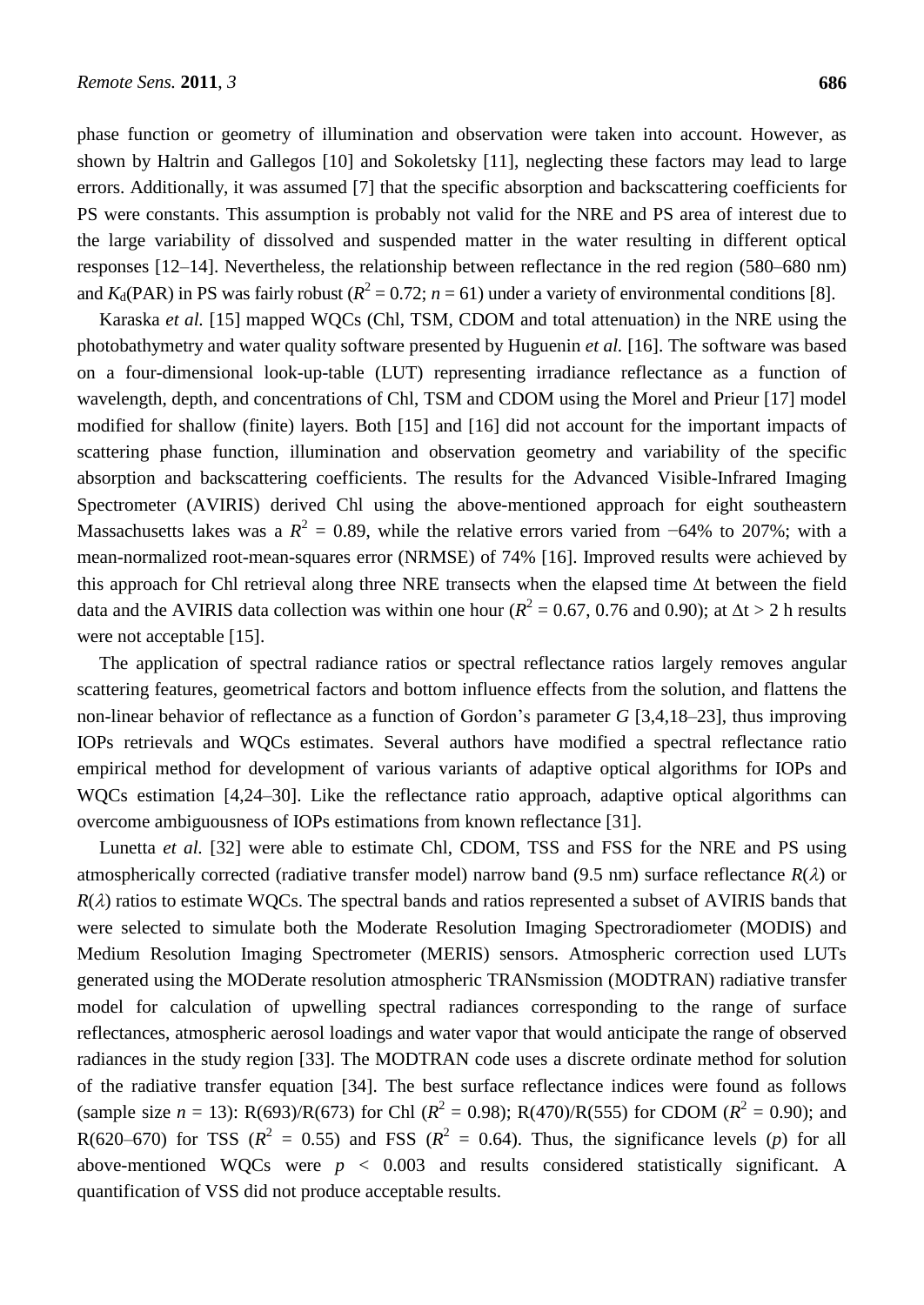phase function or geometry of illumination and observation were taken into account. However, as shown by Haltrin and Gallegos [10] and Sokoletsky [11], neglecting these factors may lead to large errors. Additionally, it was assumed [7] that the specific absorption and backscattering coefficients for PS were constants. This assumption is probably not valid for the NRE and PS area of interest due to the large variability of dissolved and suspended matter in the water resulting in different optical responses [12–14]. Nevertheless, the relationship between reflectance in the red region (580–680 nm) and $K_d$(PAR) in PS was fairly robust ($R^2 = 0.72$; $n = 61$) under a variety of environmental conditions [8].

Karaska *et al.* [15] mapped WQCs (Chl, TSM, CDOM and total attenuation) in the NRE using the photobathymetry and water quality software presented by Huguenin *et al.* [16]. The software was based on a four-dimensional look-up-table (LUT) representing irradiance reflectance as a function of wavelength, depth, and concentrations of Chl, TSM and CDOM using the Morel and Prieur [17] model modified for shallow (finite) layers. Both [15] and [16] did not account for the important impacts of scattering phase function, illumination and observation geometry and variability of the specific absorption and backscattering coefficients. The results for the Advanced Visible-Infrared Imaging Spectrometer (AVIRIS) derived Chl using the above-mentioned approach for eight southeastern Massachusetts lakes was a $R^2 = 0.89$, while the relative errors varied from −64% to 207%; with a mean-normalized root-mean-squares error (NRMSE) of 74% [16]. Improved results were achieved by this approach for Chl retrieval along three NRE transects when the elapsed time $\Delta$t between the field data and the AVIRIS data collection was within one hour ($R^2 = 0.67$, 0.76 and 0.90); at $\Delta t > 2$ h results were not acceptable [15].

The application of spectral radiance ratios or spectral reflectance ratios largely removes angular scattering features, geometrical factors and bottom influence effects from the solution, and flattens the non-linear behavior of reflectance as a function of Gordon's parameter $G$ [3,4,18–23], thus improving IOPs retrievals and WQCs estimates. Several authors have modified a spectral reflectance ratio empirical method for development of various variants of adaptive optical algorithms for IOPs and WQCs estimation [4,24–30]. Like the reflectance ratio approach, adaptive optical algorithms can overcome ambiguousness of IOPs estimations from known reflectance [31].

Lunetta *et al.* [32] were able to estimate Chl, CDOM, TSS and FSS for the NRE and PS using atmospherically corrected (radiative transfer model) narrow band (9.5 nm) surface reflectance $R(\lambda)$ or $R(\lambda)$ ratios to estimate WQCs. The spectral bands and ratios represented a subset of AVIRIS bands that were selected to simulate both the Moderate Resolution Imaging Spectroradiometer (MODIS) and Medium Resolution Imaging Spectrometer (MERIS) sensors. Atmospheric correction used LUTs generated using the MODerate resolution atmospheric TRANsmission (MODTRAN) radiative transfer model for calculation of upwelling spectral radiances corresponding to the range of surface reflectances, atmospheric aerosol loadings and water vapor that would anticipate the range of observed radiances in the study region [33]. The MODTRAN code uses a discrete ordinate method for solution of the radiative transfer equation [34]. The best surface reflectance indices were found as follows (sample size $n = 13$): R(693)/R(673) for Chl ($R^2 = 0.98$); R(470)/R(555) for CDOM ($R^2 = 0.90$); and R(620–670) for TSS ($R^2 = 0.55$) and FSS ($R^2 = 0.64$). Thus, the significance levels ($p$) for all above-mentioned WQCs were $p < 0.003$ and results considered statistically significant. A quantification of VSS did not produce acceptable results.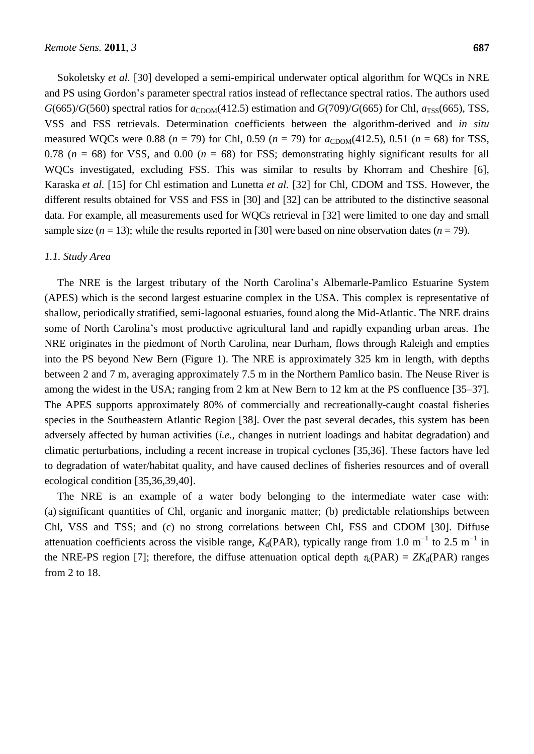Sokoletsky *et al.* [30] developed a semi-empirical underwater optical algorithm for WQCs in NRE and PS using Gordon's parameter spectral ratios instead of reflectance spectral ratios. The authors used $G(665)/G(560)$ spectral ratios for $a_{CDOM}(412.5)$ estimation and $G(709)/G(665)$ for Chl, $a_{TSS}(665)$, TSS, VSS and FSS retrievals. Determination coefficients between the algorithm-derived and *in situ* measured WQCs were 0.88 ($n$ = 79) for Chl, 0.59 ($n$ = 79) for $a_{CDOM}(412.5)$, 0.51 ($n$ = 68) for TSS, 0.78 ($n$ = 68) for VSS, and 0.00 ($n$ = 68) for FSS; demonstrating highly significant results for all WQCs investigated, excluding FSS. This was similar to results by Khorram and Cheshire [6], Karaska *et al.* [15] for Chl estimation and Lunetta *et al.* [32] for Chl, CDOM and TSS. However, the different results obtained for VSS and FSS in [30] and [32] can be attributed to the distinctive seasonal data. For example, all measurements used for WQCs retrieval in [32] were limited to one day and small sample size ($n$ = 13); while the results reported in [30] were based on nine observation dates ($n$ = 79).

### *1.1. Study Area*

The NRE is the largest tributary of the North Carolina's Albemarle-Pamlico Estuarine System (APES) which is the second largest estuarine complex in the USA. This complex is representative of shallow, periodically stratified, semi-lagoonal estuaries, found along the Mid-Atlantic. The NRE drains some of North Carolina's most productive agricultural land and rapidly expanding urban areas. The NRE originates in the piedmont of North Carolina, near Durham, flows through Raleigh and empties into the PS beyond New Bern (Figure 1). The NRE is approximately 325 km in length, with depths between 2 and 7 m, averaging approximately 7.5 m in the Northern Pamlico basin. The Neuse River is among the widest in the USA; ranging from 2 km at New Bern to 12 km at the PS confluence [35–37]. The APES supports approximately 80% of commercially and recreationally-caught coastal fisheries species in the Southeastern Atlantic Region [38]. Over the past several decades, this system has been adversely affected by human activities (*i.e.*, changes in nutrient loadings and habitat degradation) and climatic perturbations, including a recent increase in tropical cyclones [35,36]. These factors have led to degradation of water/habitat quality, and have caused declines of fisheries resources and of overall ecological condition [35,36,39,40].

The NRE is an example of a water body belonging to the intermediate water case with: (a) significant quantities of Chl, organic and inorganic matter; (b) predictable relationships between Chl, VSS and TSS; and (c) no strong correlations between Chl, FSS and CDOM [30]. Diffuse attenuation coefficients across the visible range, $K_d(\text{PAR})$, typically range from 1.0 m$^{-1}$ to 2.5 m$^{-1}$ in the NRE-PS region [7]; therefore, the diffuse attenuation optical depth $\tau_k(\text{PAR}) = ZK_d(\text{PAR})$ ranges from 2 to 18.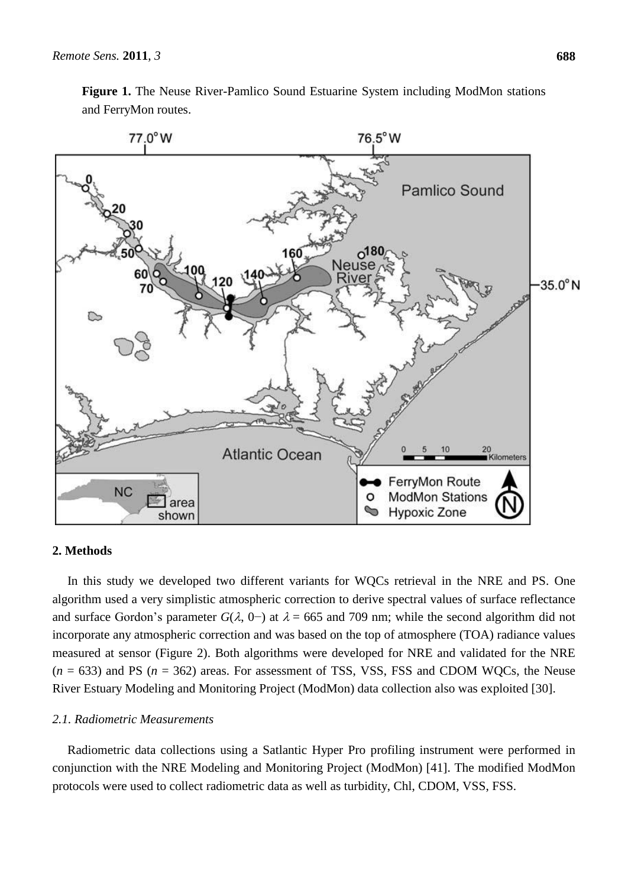**Figure 1.** The Neuse River-Pamlico Sound Estuarine System including ModMon stations and FerryMon routes.

## 2. Methods

In this study we developed two different variants for WQCs retrieval in the NRE and PS. One algorithm used a very simplistic atmospheric correction to derive spectral values of surface reflectance and surface Gordon's parameter $G(\lambda, 0-)$ at $\lambda = 665$ and 709 nm; while the second algorithm did not incorporate any atmospheric correction and was based on the top of atmosphere (TOA) radiance values measured at sensor (Figure 2). Both algorithms were developed for NRE and validated for the NRE ($n = 633$) and PS ($n = 362$) areas. For assessment of TSS, VSS, FSS and CDOM WQCs, the Neuse River Estuary Modeling and Monitoring Project (ModMon) data collection also was exploited [30].

### 2.1. Radiometric Measurements

Radiometric data collections using a Satlantic Hyper Pro profiling instrument were performed in conjunction with the NRE Modeling and Monitoring Project (ModMon) [41]. The modified ModMon protocols were used to collect radiometric data as well as turbidity, Chl, CDOM, VSS, FSS.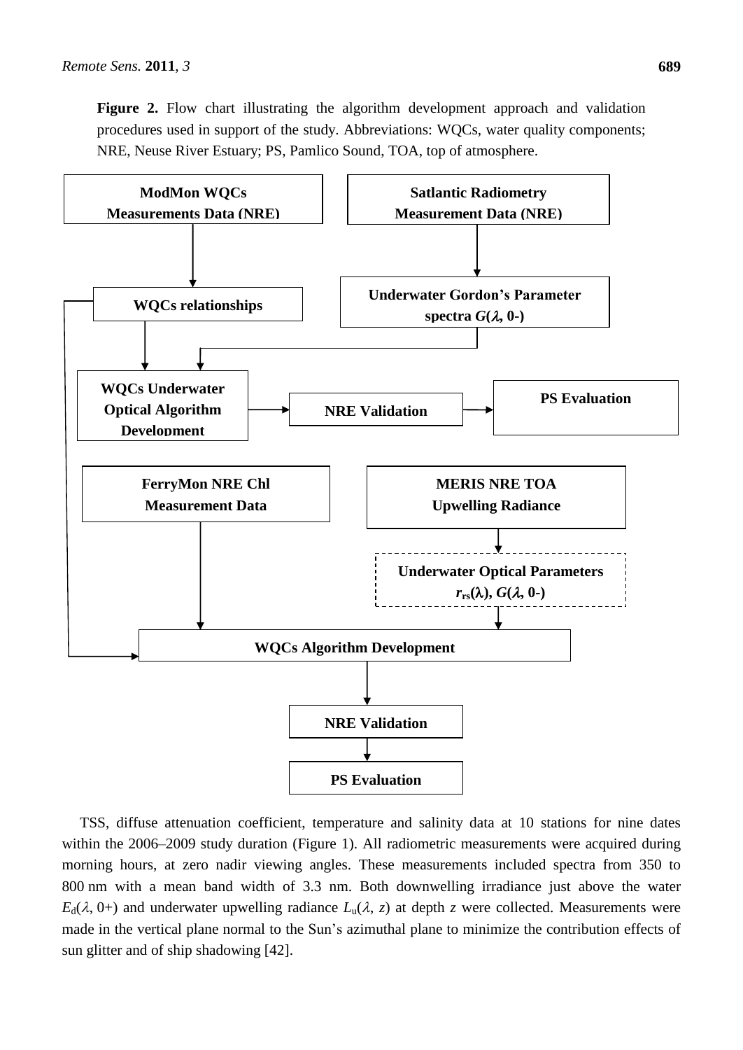**Figure 2.** Flow chart illustrating the algorithm development approach and validation procedures used in support of the study. Abbreviations: WQCs, water quality components; NRE, Neuse River Estuary; PS, Pamlico Sound, TOA, top of atmosphere.

TSS, diffuse attenuation coefficient, temperature and salinity data at 10 stations for nine dates within the 2006–2009 study duration (Figure 1). All radiometric measurements were acquired during morning hours, at zero nadir viewing angles. These measurements included spectra from 350 to 800 nm with a mean band width of 3.3 nm. Both downwelling irradiance just above the water $E_d(\lambda, 0+)$ and underwater upwelling radiance $L_u(\lambda, z)$ at depth $z$ were collected. Measurements were made in the vertical plane normal to the Sun's azimuthal plane to minimize the contribution effects of sun glitter and of ship shadowing [42].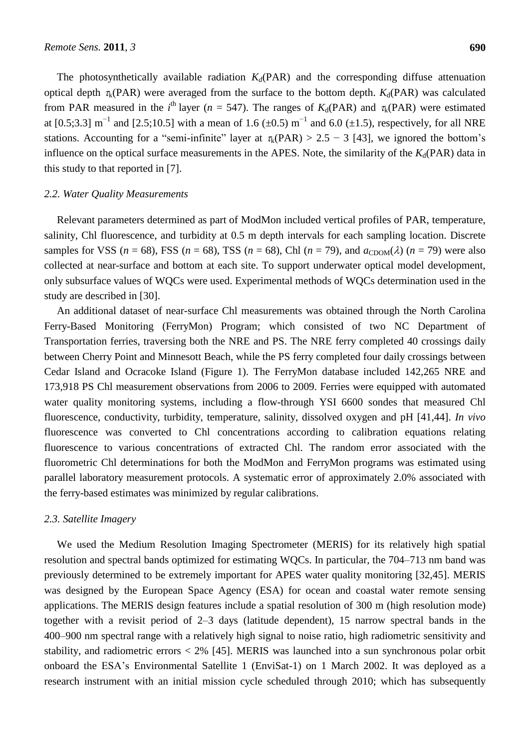The photosynthetically available radiation $K_d$(PAR) and the corresponding diffuse attenuation optical depth $\tau_k$(PAR) were averaged from the surface to the bottom depth. $K_d$(PAR) was calculated from PAR measured in the $i^{th}$ layer ($n$ = 547). The ranges of $K_d$(PAR) and $\tau_k$(PAR) were estimated at [0.5;3.3] $m^{-1}$ and [2.5;10.5] with a mean of 1.6 (±0.5) $m^{-1}$ and 6.0 (±1.5), respectively, for all NRE stations. Accounting for a "semi-infinite" layer at $\tau_k$(PAR) > 2.5 − 3 [43], we ignored the bottom's influence on the optical surface measurements in the APES. Note, the similarity of the $K_d$(PAR) data in this study to that reported in [7].

### 2.2. Water Quality Measurements

Relevant parameters determined as part of ModMon included vertical profiles of PAR, temperature, salinity, Chl fluorescence, and turbidity at 0.5 m depth intervals for each sampling location. Discrete samples for VSS ($n$ = 68), FSS ($n$ = 68), TSS ($n$ = 68), Chl ($n$ = 79), and $a_{CDOM}(\lambda)$ ($n$ = 79) were also collected at near-surface and bottom at each site. To support underwater optical model development, only subsurface values of WQCs were used. Experimental methods of WQCs determination used in the study are described in [30].

An additional dataset of near-surface Chl measurements was obtained through the North Carolina Ferry-Based Monitoring (FerryMon) Program; which consisted of two NC Department of Transportation ferries, traversing both the NRE and PS. The NRE ferry completed 40 crossings daily between Cherry Point and Minnesott Beach, while the PS ferry completed four daily crossings between Cedar Island and Ocracoke Island (Figure 1). The FerryMon database included 142,265 NRE and 173,918 PS Chl measurement observations from 2006 to 2009. Ferries were equipped with automated water quality monitoring systems, including a flow-through YSI 6600 sondes that measured Chl fluorescence, conductivity, turbidity, temperature, salinity, dissolved oxygen and pH [41,44]. *In vivo* fluorescence was converted to Chl concentrations according to calibration equations relating fluorescence to various concentrations of extracted Chl. The random error associated with the fluorometric Chl determinations for both the ModMon and FerryMon programs was estimated using parallel laboratory measurement protocols. A systematic error of approximately 2.0% associated with the ferry-based estimates was minimized by regular calibrations.

### 2.3. Satellite Imagery

We used the Medium Resolution Imaging Spectrometer (MERIS) for its relatively high spatial resolution and spectral bands optimized for estimating WQCs. In particular, the 704–713 nm band was previously determined to be extremely important for APES water quality monitoring [32,45]. MERIS was designed by the European Space Agency (ESA) for ocean and coastal water remote sensing applications. The MERIS design features include a spatial resolution of 300 m (high resolution mode) together with a revisit period of 2–3 days (latitude dependent), 15 narrow spectral bands in the 400–900 nm spectral range with a relatively high signal to noise ratio, high radiometric sensitivity and stability, and radiometric errors < 2% [45]. MERIS was launched into a sun synchronous polar orbit onboard the ESA's Environmental Satellite 1 (EnviSat-1) on 1 March 2002. It was deployed as a research instrument with an initial mission cycle scheduled through 2010; which has subsequently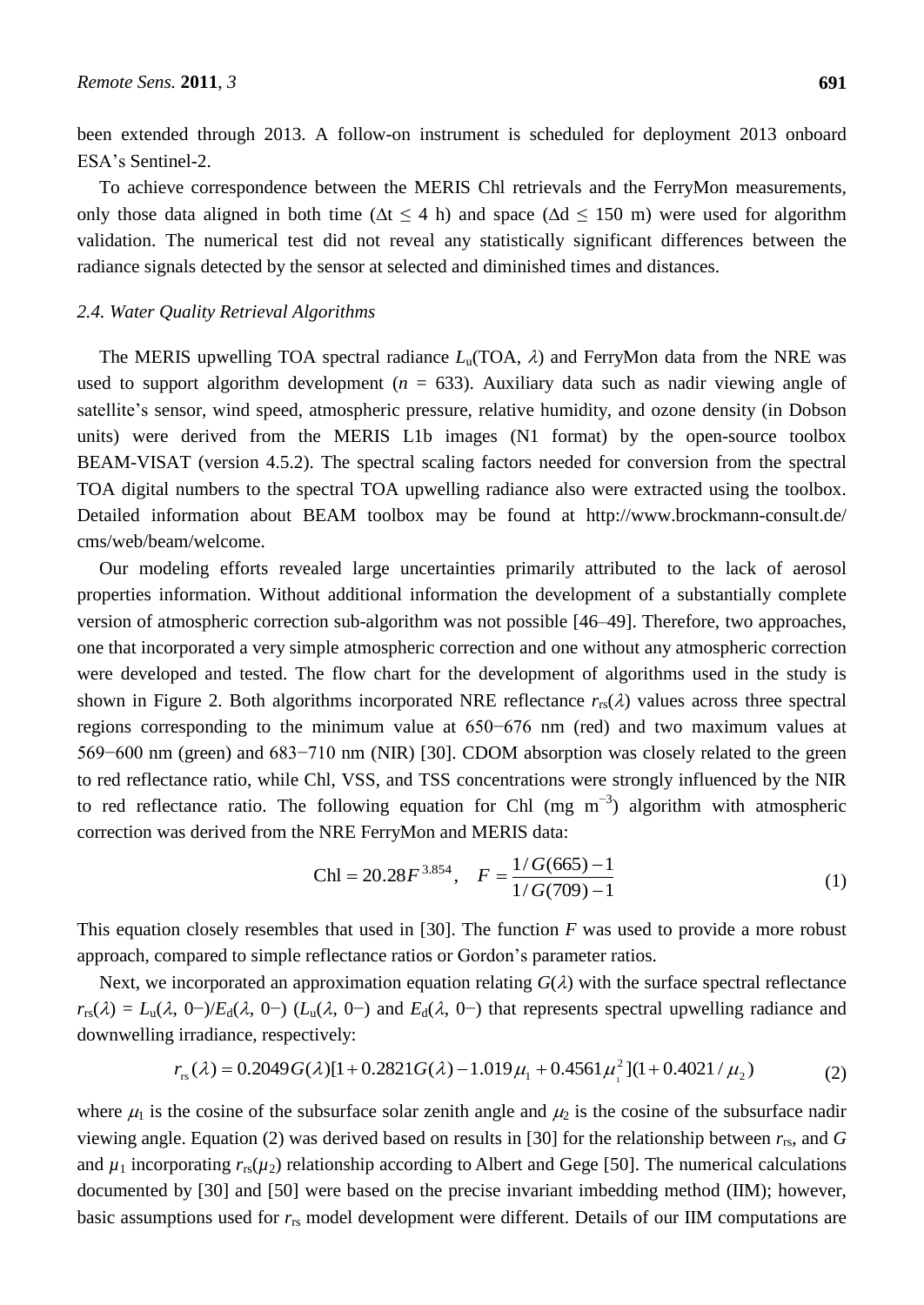been extended through 2013. A follow-on instrument is scheduled for deployment 2013 onboard ESA's Sentinel-2.

To achieve correspondence between the MERIS Chl retrievals and the FerryMon measurements, only those data aligned in both time ($\Delta t \leq 4$ h) and space ($\Delta d \leq 150$ m) were used for algorithm validation. The numerical test did not reveal any statistically significant differences between the radiance signals detected by the sensor at selected and diminished times and distances.

### *2.4. Water Quality Retrieval Algorithms*

The MERIS upwelling TOA spectral radiance $L_u(\text{TOA}, \lambda)$ and FerryMon data from the NRE was used to support algorithm development ($n$ = 633). Auxiliary data such as nadir viewing angle of satellite's sensor, wind speed, atmospheric pressure, relative humidity, and ozone density (in Dobson units) were derived from the MERIS L1b images (N1 format) by the open-source toolbox BEAM-VISAT (version 4.5.2). The spectral scaling factors needed for conversion from the spectral TOA digital numbers to the spectral TOA upwelling radiance also were extracted using the toolbox. Detailed information about BEAM toolbox may be found at http://www.brockmann-consult.de/cms/web/beam/welcome.

Our modeling efforts revealed large uncertainties primarily attributed to the lack of aerosol properties information. Without additional information the development of a substantially complete version of atmospheric correction sub-algorithm was not possible [46–49]. Therefore, two approaches, one that incorporated a very simple atmospheric correction and one without any atmospheric correction were developed and tested. The flow chart for the development of algorithms used in the study is shown in Figure 2. Both algorithms incorporated NRE reflectance $r_{rs}(\lambda)$ values across three spectral regions corresponding to the minimum value at 650−676 nm (red) and two maximum values at 569−600 nm (green) and 683−710 nm (NIR) [30]. CDOM absorption was closely related to the green to red reflectance ratio, while Chl, VSS, and TSS concentrations were strongly influenced by the NIR to red reflectance ratio. The following equation for Chl (mg m$^{-3}$) algorithm with atmospheric correction was derived from the NRE FerryMon and MERIS data:

$$\text{Chl} = 20.28F^{3.854}, \quad F = \frac{1/G(665) - 1}{1/G(709) - 1} \tag{1}$$

This equation closely resembles that used in [30]. The function $F$ was used to provide a more robust approach, compared to simple reflectance ratios or Gordon's parameter ratios.

Next, we incorporated an approximation equation relating $G(\lambda)$ with the surface spectral reflectance $r_{rs}(\lambda) = L_u(\lambda, 0-)/E_d(\lambda, 0-)$ ($L_u(\lambda, 0-)$ and $E_d(\lambda, 0-)$ that represents spectral upwelling radiance and downwelling irradiance, respectively:

$$r_{rs}(\lambda) = 0.2049G(\lambda)[1 + 0.2821G(\lambda) - 1.019\mu_1 + 0.4561\mu_1^2](1 + 0.4021/\mu_2) \tag{2}$$

where $\mu_1$ is the cosine of the subsurface solar zenith angle and $\mu_2$ is the cosine of the subsurface nadir viewing angle. Equation (2) was derived based on results in [30] for the relationship between $r_{rs}$, and $G$ and $\mu_1$ incorporating $r_{rs}(\mu_2)$ relationship according to Albert and Gege [50]. The numerical calculations documented by [30] and [50] were based on the precise invariant imbedding method (IIM); however, basic assumptions used for $r_{rs}$ model development were different. Details of our IIM computations are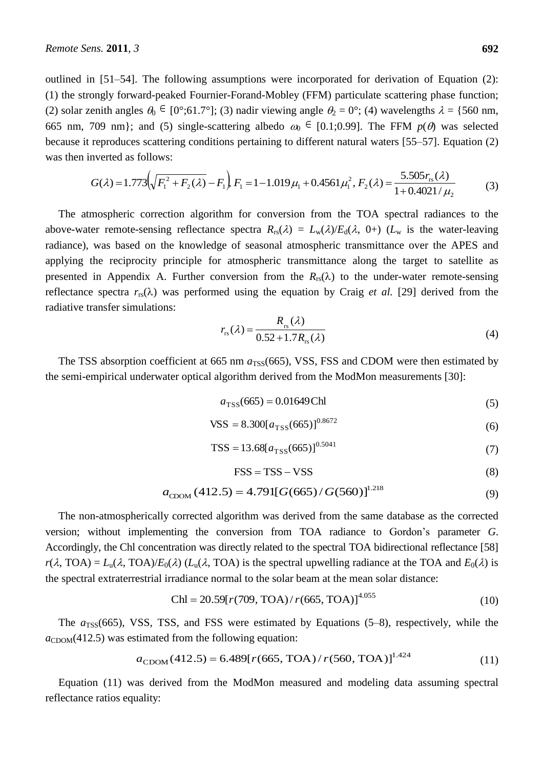outlined in [51–54]. The following assumptions were incorporated for derivation of Equation (2): (1) the strongly forward-peaked Fournier-Forand-Mobley (FFM) particulate scattering phase function; (2) solar zenith angles $\theta_0 \in [0°;61.7°]$; (3) nadir viewing angle $\theta_2 = 0°$; (4) wavelengths $\lambda$ = {560 nm, 665 nm, 709 nm}; and (5) single-scattering albedo $\omega_0 \in [0.1;0.99]$. The FFM $p(\theta)$ was selected because it reproduces scattering conditions pertaining to different natural waters [55–57]. Equation (2) was then inverted as follows:

$$G(\lambda) = 1.773\left(\sqrt{F_1^2 + F_2(\lambda)} - F_1\right), F_1 = 1 - 1.019\mu_1 + 0.4561\mu_1^2, F_2(\lambda) = \frac{5.505 r_{rs}(\lambda)}{1 + 0.4021/\mu_2} \tag{3}$$

The atmospheric correction algorithm for conversion from the TOA spectral radiances to the above-water remote-sensing reflectance spectra $R_{rs}(\lambda) = L_w(\lambda)/E_d(\lambda, 0+)$ ($L_w$ is the water-leaving radiance), was based on the knowledge of seasonal atmospheric transmittance over the APES and applying the reciprocity principle for atmospheric transmittance along the target to satellite as presented in Appendix A. Further conversion from the $R_{rs}(\lambda)$ to the under-water remote-sensing reflectance spectra $r_{rs}(\lambda)$ was performed using the equation by Craig *et al.* [29] derived from the radiative transfer simulations:

$$r_{rs}(\lambda) = \frac{R_{rs}(\lambda)}{0.52 + 1.7R_{rs}(\lambda)} \tag{4}$$

The TSS absorption coefficient at 665 nm $a_{TSS}(665)$, VSS, FSS and CDOM were then estimated by the semi-empirical underwater optical algorithm derived from the ModMon measurements [30]:

$$a_{TSS}(665) = 0.01649\,\text{Chl} \tag{5}$$

$$\text{VSS} = 8.300[a_{TSS}(665)]^{0.8672} \tag{6}$$

$$\text{TSS} = 13.68[a_{TSS}(665)]^{0.5041} \tag{7}$$

$$\text{FSS} = \text{TSS} - \text{VSS} \tag{8}$$

$$a_{CDOM}(412.5) = 4.791[G(665)/G(560)]^{1.218} \tag{9}$$

The non-atmospherically corrected algorithm was derived from the same database as the corrected version; without implementing the conversion from TOA radiance to Gordon's parameter $G$. Accordingly, the Chl concentration was directly related to the spectral TOA bidirectional reflectance [58] $r(\lambda, \text{TOA}) = L_u(\lambda, \text{TOA})/E_0(\lambda)$ ($L_u(\lambda, \text{TOA})$ is the spectral upwelling radiance at the TOA and $E_0(\lambda)$ is the spectral extraterrestrial irradiance normal to the solar beam at the mean solar distance:

$$\text{Chl} = 20.59[r(709, \text{TOA})/r(665, \text{TOA})]^{4.055} \tag{10}$$

The $a_{TSS}(665)$, VSS, TSS, and FSS were estimated by Equations (5–8), respectively, while the $a_{CDOM}(412.5)$ was estimated from the following equation:

$$a_{CDOM}(412.5) = 6.489[r(665, \text{TOA})/r(560, \text{TOA})]^{1.424} \tag{11}$$

Equation (11) was derived from the ModMon measured and modeling data assuming spectral reflectance ratios equality: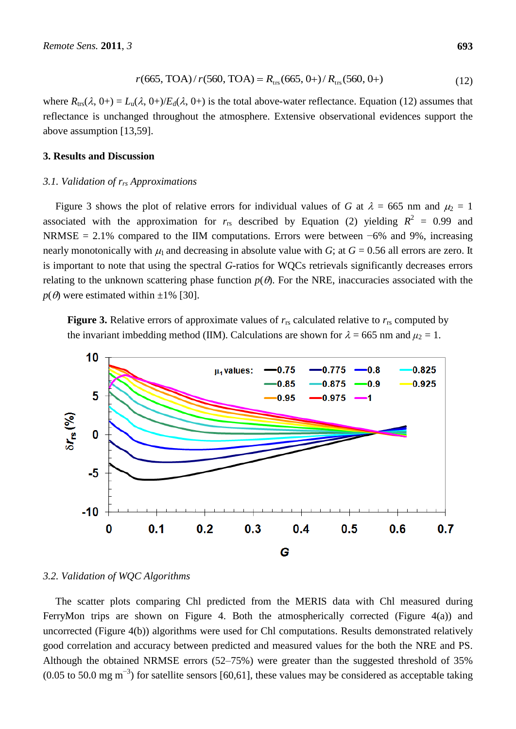$$r(665, \mathrm{TOA}) / r(560, \mathrm{TOA}) = R_{\mathrm{trs}}(665, 0+) / R_{\mathrm{trs}}(560, 0+) \quad (12)$$

where $R_{\mathrm{trs}}(\lambda, 0+) = L_u(\lambda, 0+)/E_d(\lambda, 0+)$ is the total above-water reflectance. Equation (12) assumes that reflectance is unchanged throughout the atmosphere. Extensive observational evidences support the above assumption [13,59].

## 3. Results and Discussion

### 3.1. Validation of $r_{rs}$ Approximations

Figure 3 shows the plot of relative errors for individual values of $G$ at $\lambda = 665$ nm and $\mu_2 = 1$ associated with the approximation for $r_{\mathrm{rs}}$ described by Equation (2) yielding $R^2 = 0.99$ and NRMSE = 2.1% compared to the IIM computations. Errors were between −6% and 9%, increasing nearly monotonically with $\mu_1$ and decreasing in absolute value with $G$; at $G = 0.56$ all errors are zero. It is important to note that using the spectral $G$-ratios for WQCs retrievals significantly decreases errors relating to the unknown scattering phase function $p(\theta)$. For the NRE, inaccuracies associated with the $p(\theta)$ were estimated within ±1% [30].

**Figure 3.** Relative errors of approximate values of $r_{\mathrm{rs}}$ calculated relative to $r_{\mathrm{rs}}$ computed by the invariant imbedding method (IIM). Calculations are shown for $\lambda = 665$ nm and $\mu_2 = 1$.

### 3.2. Validation of WQC Algorithms

The scatter plots comparing Chl predicted from the MERIS data with Chl measured during FerryMon trips are shown on Figure 4. Both the atmospherically corrected (Figure 4(a)) and uncorrected (Figure 4(b)) algorithms were used for Chl computations. Results demonstrated relatively good correlation and accuracy between predicted and measured values for the both the NRE and PS. Although the obtained NRMSE errors (52–75%) were greater than the suggested threshold of 35% (0.05 to 50.0 mg m$^{-3}$) for satellite sensors [60,61], these values may be considered as acceptable taking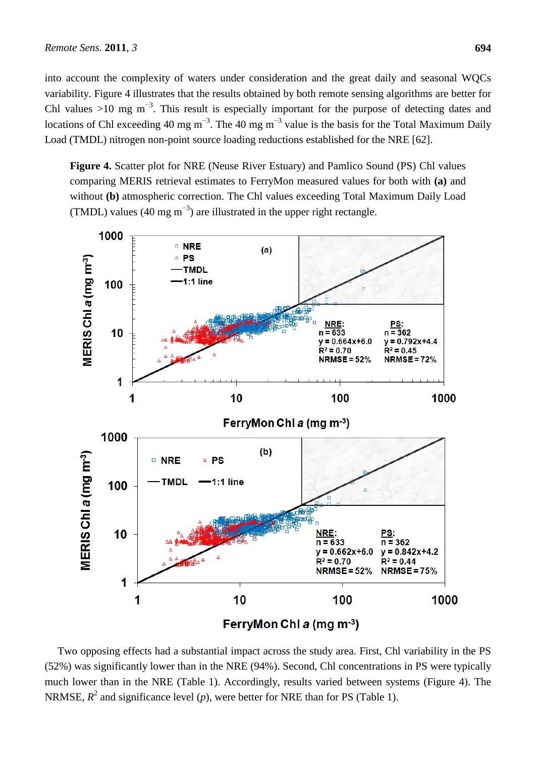into account the complexity of waters under consideration and the great daily and seasonal WQCs variability. Figure 4 illustrates that the results obtained by both remote sensing algorithms are better for Chl values >10 mg $m^{-3}$. This result is especially important for the purpose of detecting dates and locations of Chl exceeding 40 mg $m^{-3}$. The 40 mg $m^{-3}$ value is the basis for the Total Maximum Daily Load (TMDL) nitrogen non-point source loading reductions established for the NRE [62].

**Figure 4.** Scatter plot for NRE (Neuse River Estuary) and Pamlico Sound (PS) Chl values comparing MERIS retrieval estimates to FerryMon measured values for both with **(a)** and without **(b)** atmospheric correction. The Chl values exceeding Total Maximum Daily Load (TMDL) values (40 mg $m^{-3}$) are illustrated in the upper right rectangle.

Two opposing effects had a substantial impact across the study area. First, Chl variability in the PS (52%) was significantly lower than in the NRE (94%). Second, Chl concentrations in PS were typically much lower than in the NRE (Table 1). Accordingly, results varied between systems (Figure 4). The NRMSE, $R^2$ and significance level ($p$), were better for NRE than for PS (Table 1).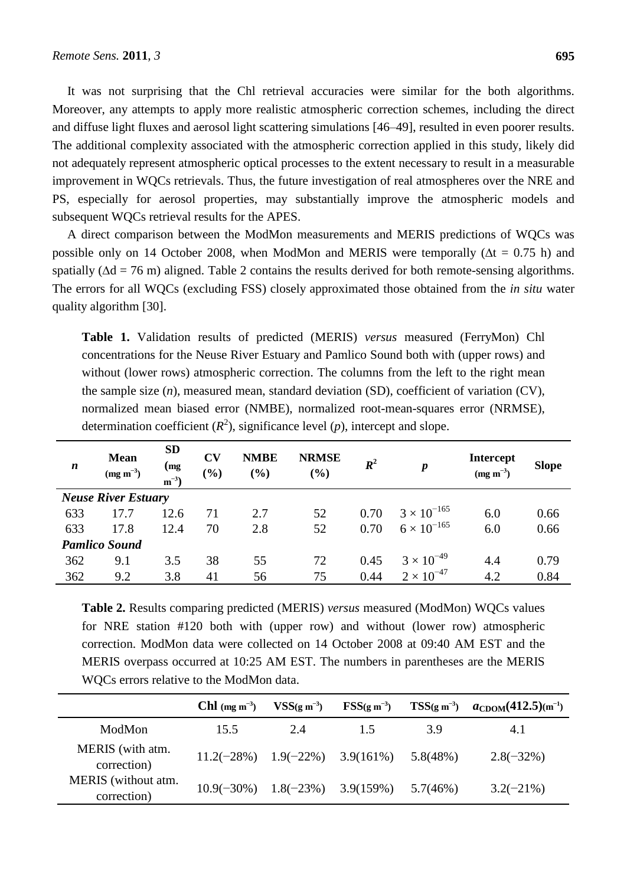It was not surprising that the Chl retrieval accuracies were similar for the both algorithms. Moreover, any attempts to apply more realistic atmospheric correction schemes, including the direct and diffuse light fluxes and aerosol light scattering simulations [46–49], resulted in even poorer results. The additional complexity associated with the atmospheric correction applied in this study, likely did not adequately represent atmospheric optical processes to the extent necessary to result in a measurable improvement in WQCs retrievals. Thus, the future investigation of real atmospheres over the NRE and PS, especially for aerosol properties, may substantially improve the atmospheric models and subsequent WQCs retrieval results for the APES.

A direct comparison between the ModMon measurements and MERIS predictions of WQCs was possible only on 14 October 2008, when ModMon and MERIS were temporally ($\Delta t$ = 0.75 h) and spatially ($\Delta d$ = 76 m) aligned. Table 2 contains the results derived for both remote-sensing algorithms. The errors for all WQCs (excluding FSS) closely approximated those obtained from the *in situ* water quality algorithm [30].

**Table 1.** Validation results of predicted (MERIS) *versus* measured (FerryMon) Chl concentrations for the Neuse River Estuary and Pamlico Sound both with (upper rows) and without (lower rows) atmospheric correction. The columns from the left to the right mean the sample size (*n*), measured mean, standard deviation (SD), coefficient of variation (CV), normalized mean biased error (NMBE), normalized root-mean-squares error (NRMSE), determination coefficient ($R^2$), significance level (*p*), intercept and slope.

| *n* | Mean (mg m$^{-3}$) | SD (mg m$^{-3}$) | CV (%) | NMBE (%) | NRMSE (%) | $R^2$ | *p* | Intercept (mg m$^{-3}$) | Slope |
|---|---|---|---|---|---|---|---|---|---|
| ***Neuse River Estuary*** | | | | | | | | | |
| 633 | 17.7 | 12.6 | 71 | 2.7 | 52 | 0.70 | $3 \times 10^{-165}$ | 6.0 | 0.66 |
| 633 | 17.8 | 12.4 | 70 | 2.8 | 52 | 0.70 | $6 \times 10^{-165}$ | 6.0 | 0.66 |
| ***Pamlico Sound*** | | | | | | | | | |
| 362 | 9.1 | 3.5 | 38 | 55 | 72 | 0.45 | $3 \times 10^{-49}$ | 4.4 | 0.79 |
| 362 | 9.2 | 3.8 | 41 | 56 | 75 | 0.44 | $2 \times 10^{-47}$ | 4.2 | 0.84 |

**Table 2.** Results comparing predicted (MERIS) *versus* measured (ModMon) WQCs values for NRE station #120 both with (upper row) and without (lower row) atmospheric correction. ModMon data were collected on 14 October 2008 at 09:40 AM EST and the MERIS overpass occurred at 10:25 AM EST. The numbers in parentheses are the MERIS WQCs errors relative to the ModMon data.

| | Chl (mg m$^{-3}$) | VSS(g m$^{-3}$) | FSS(g m$^{-3}$) | TSS(g m$^{-3}$) | $a_{CDOM}$(412.5)(m$^{-1}$) |
|---|---|---|---|---|---|
| ModMon | 15.5 | 2.4 | 1.5 | 3.9 | 4.1 |
| MERIS (with atm. correction) | 11.2(−28%) | 1.9(−22%) | 3.9(161%) | 5.8(48%) | 2.8(−32%) |
| MERIS (without atm. correction) | 10.9(−30%) | 1.8(−23%) | 3.9(159%) | 5.7(46%) | 3.2(−21%) |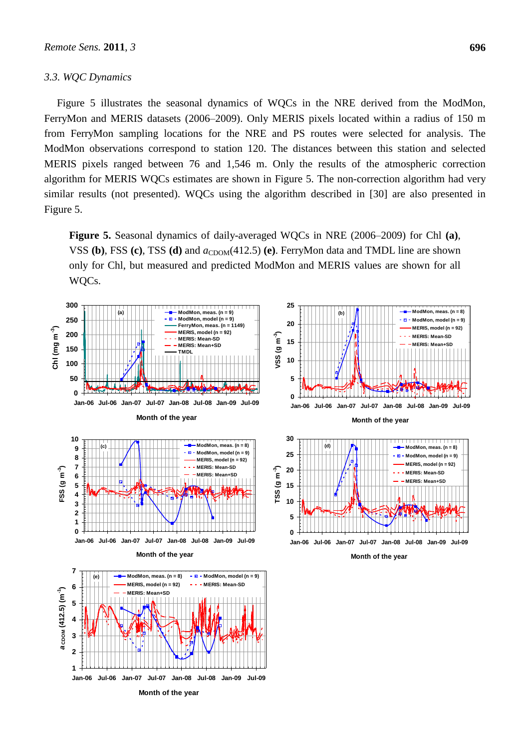### 3.3. WQC Dynamics

Figure 5 illustrates the seasonal dynamics of WQCs in the NRE derived from the ModMon, FerryMon and MERIS datasets (2006–2009). Only MERIS pixels located within a radius of 150 m from FerryMon sampling locations for the NRE and PS routes were selected for analysis. The ModMon observations correspond to station 120. The distances between this station and selected MERIS pixels ranged between 76 and 1,546 m. Only the results of the atmospheric correction algorithm for MERIS WQCs estimates are shown in Figure 5. The non-correction algorithm had very similar results (not presented). WQCs using the algorithm described in [30] are also presented in Figure 5.

**Figure 5.** Seasonal dynamics of daily-averaged WQCs in NRE (2006–2009) for Chl **(a)**, VSS **(b)**, FSS **(c)**, TSS **(d)** and $a_{CDOM}(412.5)$ **(e)**. FerryMon data and TMDL line are shown only for Chl, but measured and predicted ModMon and MERIS values are shown for all WQCs.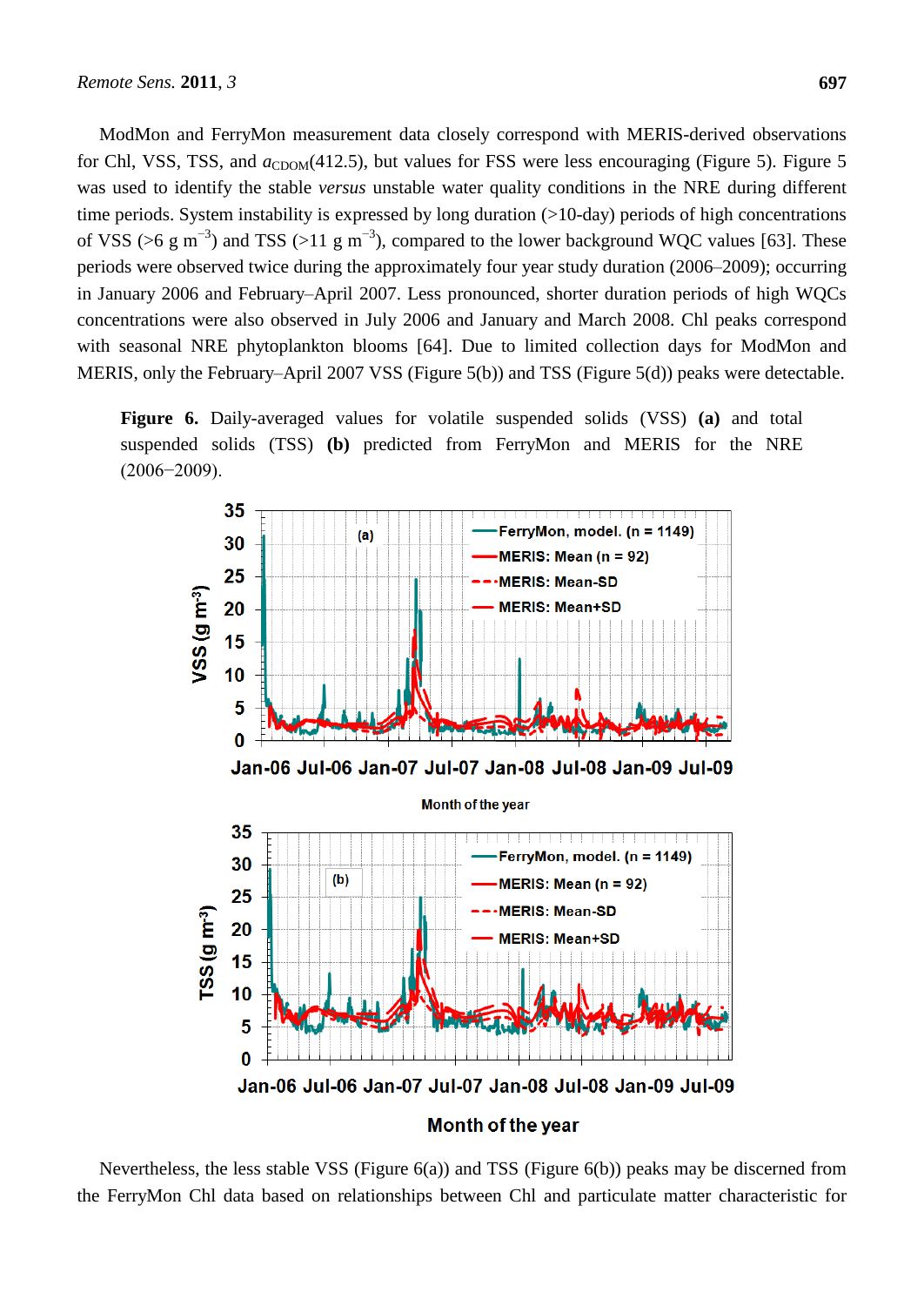ModMon and FerryMon measurement data closely correspond with MERIS-derived observations for Chl, VSS, TSS, and $a_{CDOM}(412.5)$, but values for FSS were less encouraging (Figure 5). Figure 5 was used to identify the stable *versus* unstable water quality conditions in the NRE during different time periods. System instability is expressed by long duration (>10-day) periods of high concentrations of VSS (>6 g $m^{-3}$) and TSS (>11 g $m^{-3}$), compared to the lower background WQC values [63]. These periods were observed twice during the approximately four year study duration (2006–2009); occurring in January 2006 and February–April 2007. Less pronounced, shorter duration periods of high WQCs concentrations were also observed in July 2006 and January and March 2008. Chl peaks correspond with seasonal NRE phytoplankton blooms [64]. Due to limited collection days for ModMon and MERIS, only the February–April 2007 VSS (Figure 5(b)) and TSS (Figure 5(d)) peaks were detectable.

**Figure 6.** Daily-averaged values for volatile suspended solids (VSS) **(a)** and total suspended solids (TSS) **(b)** predicted from FerryMon and MERIS for the NRE (2006−2009).

Nevertheless, the less stable VSS (Figure 6(a)) and TSS (Figure 6(b)) peaks may be discerned from the FerryMon Chl data based on relationships between Chl and particulate matter characteristic for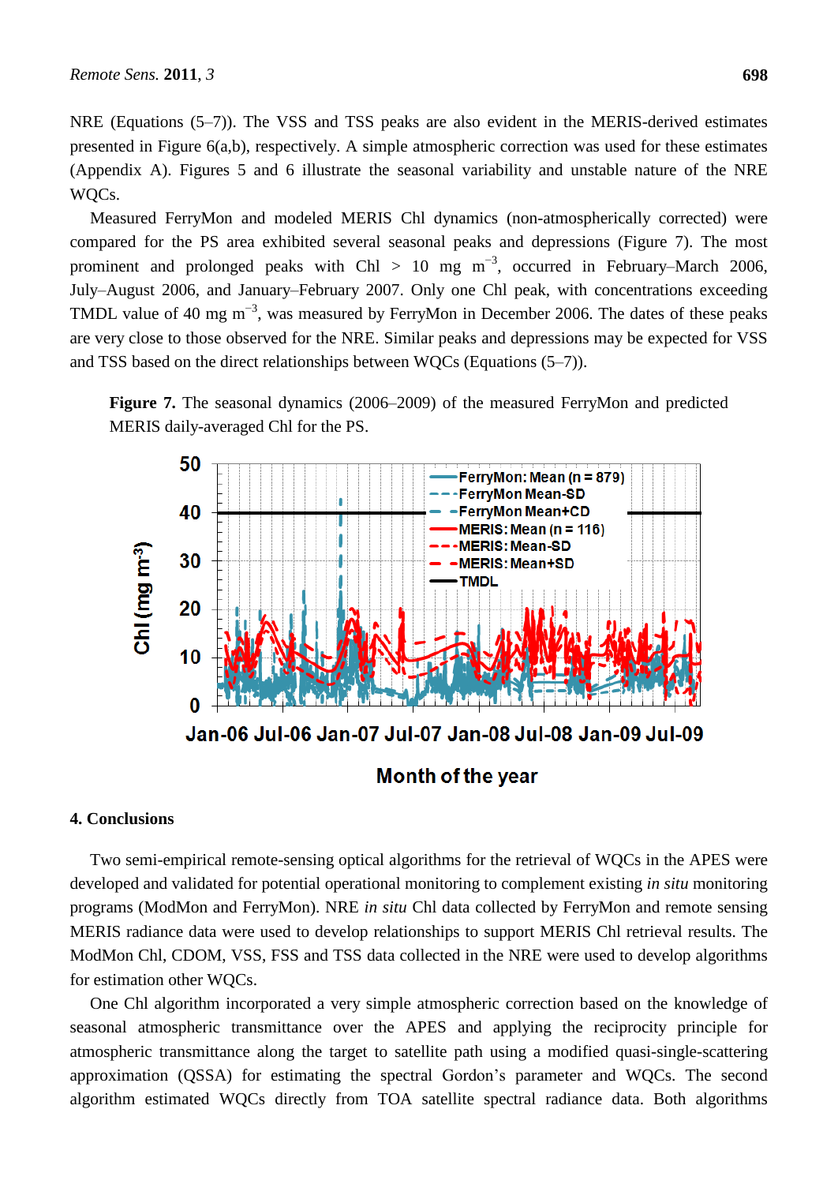NRE (Equations (5–7)). The VSS and TSS peaks are also evident in the MERIS-derived estimates presented in Figure 6(a,b), respectively. A simple atmospheric correction was used for these estimates (Appendix A). Figures 5 and 6 illustrate the seasonal variability and unstable nature of the NRE WQCs.

Measured FerryMon and modeled MERIS Chl dynamics (non-atmospherically corrected) were compared for the PS area exhibited several seasonal peaks and depressions (Figure 7). The most prominent and prolonged peaks with Chl > 10 mg $m^{-3}$, occurred in February–March 2006, July–August 2006, and January–February 2007. Only one Chl peak, with concentrations exceeding TMDL value of 40 mg $m^{-3}$, was measured by FerryMon in December 2006. The dates of these peaks are very close to those observed for the NRE. Similar peaks and depressions may be expected for VSS and TSS based on the direct relationships between WQCs (Equations (5–7)).

**Figure 7.** The seasonal dynamics (2006–2009) of the measured FerryMon and predicted MERIS daily-averaged Chl for the PS.

## 4. Conclusions

Two semi-empirical remote-sensing optical algorithms for the retrieval of WQCs in the APES were developed and validated for potential operational monitoring to complement existing *in situ* monitoring programs (ModMon and FerryMon). NRE *in situ* Chl data collected by FerryMon and remote sensing MERIS radiance data were used to develop relationships to support MERIS Chl retrieval results. The ModMon Chl, CDOM, VSS, FSS and TSS data collected in the NRE were used to develop algorithms for estimation other WQCs.

One Chl algorithm incorporated a very simple atmospheric correction based on the knowledge of seasonal atmospheric transmittance over the APES and applying the reciprocity principle for atmospheric transmittance along the target to satellite path using a modified quasi-single-scattering approximation (QSSA) for estimating the spectral Gordon's parameter and WQCs. The second algorithm estimated WQCs directly from TOA satellite spectral radiance data. Both algorithms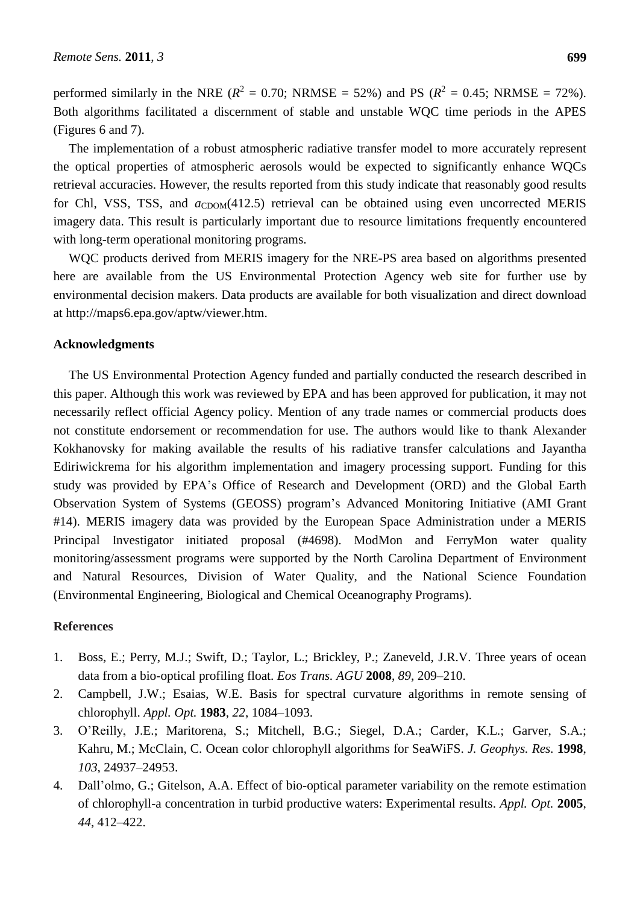performed similarly in the NRE ($R^2$ = 0.70; NRMSE = 52%) and PS ($R^2$ = 0.45; NRMSE = 72%). Both algorithms facilitated a discernment of stable and unstable WQC time periods in the APES (Figures 6 and 7).

The implementation of a robust atmospheric radiative transfer model to more accurately represent the optical properties of atmospheric aerosols would be expected to significantly enhance WQCs retrieval accuracies. However, the results reported from this study indicate that reasonably good results for Chl, VSS, TSS, and $a_{CDOM}(412.5)$ retrieval can be obtained using even uncorrected MERIS imagery data. This result is particularly important due to resource limitations frequently encountered with long-term operational monitoring programs.

WQC products derived from MERIS imagery for the NRE-PS area based on algorithms presented here are available from the US Environmental Protection Agency web site for further use by environmental decision makers. Data products are available for both visualization and direct download at http://maps6.epa.gov/aptw/viewer.htm.

## Acknowledgments

The US Environmental Protection Agency funded and partially conducted the research described in this paper. Although this work was reviewed by EPA and has been approved for publication, it may not necessarily reflect official Agency policy. Mention of any trade names or commercial products does not constitute endorsement or recommendation for use. The authors would like to thank Alexander Kokhanovsky for making available the results of his radiative transfer calculations and Jayantha Ediriwickrema for his algorithm implementation and imagery processing support. Funding for this study was provided by EPA's Office of Research and Development (ORD) and the Global Earth Observation System of Systems (GEOSS) program's Advanced Monitoring Initiative (AMI Grant #14). MERIS imagery data was provided by the European Space Administration under a MERIS Principal Investigator initiated proposal (#4698). ModMon and FerryMon water quality monitoring/assessment programs were supported by the North Carolina Department of Environment and Natural Resources, Division of Water Quality, and the National Science Foundation (Environmental Engineering, Biological and Chemical Oceanography Programs).

## References

1. Boss, E.; Perry, M.J.; Swift, D.; Taylor, L.; Brickley, P.; Zaneveld, J.R.V. Three years of ocean data from a bio-optical profiling float. *Eos Trans. AGU* **2008**, *89*, 209–210.
2. Campbell, J.W.; Esaias, W.E. Basis for spectral curvature algorithms in remote sensing of chlorophyll. *Appl. Opt.* **1983**, *22*, 1084–1093.
3. O'Reilly, J.E.; Maritorena, S.; Mitchell, B.G.; Siegel, D.A.; Carder, K.L.; Garver, S.A.; Kahru, M.; McClain, C. Ocean color chlorophyll algorithms for SeaWiFS. *J. Geophys. Res.* **1998**, *103*, 24937–24953.
4. Dall'olmo, G.; Gitelson, A.A. Effect of bio-optical parameter variability on the remote estimation of chlorophyll-a concentration in turbid productive waters: Experimental results. *Appl. Opt.* **2005**, *44*, 412–422.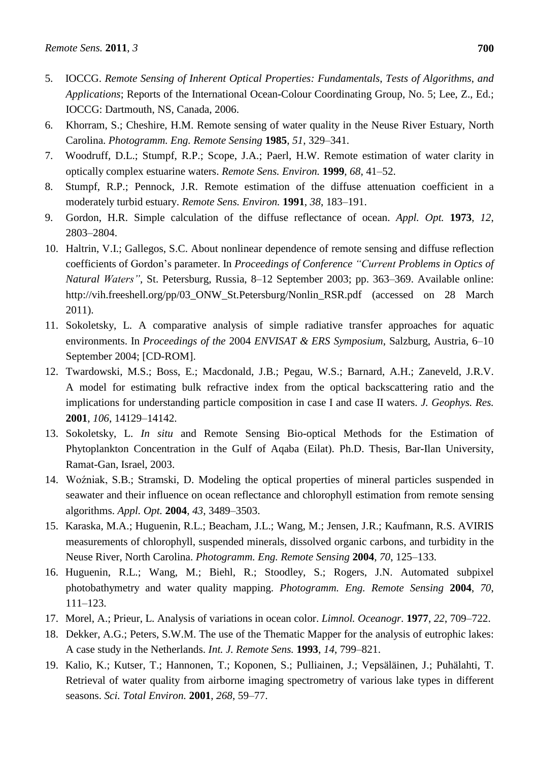5. IOCCG. *Remote Sensing of Inherent Optical Properties: Fundamentals*, *Tests of Algorithms*, *and Applications*; Reports of the International Ocean-Colour Coordinating Group, No. 5; Lee, Z., Ed.; IOCCG: Dartmouth, NS, Canada, 2006.
6. Khorram, S.; Cheshire, H.M. Remote sensing of water quality in the Neuse River Estuary, North Carolina. *Photogramm. Eng. Remote Sensing* **1985**, *51*, 329–341.
7. Woodruff, D.L.; Stumpf, R.P.; Scope, J.A.; Paerl, H.W. Remote estimation of water clarity in optically complex estuarine waters. *Remote Sens. Environ.* **1999**, *68*, 41–52.
8. Stumpf, R.P.; Pennock, J.R. Remote estimation of the diffuse attenuation coefficient in a moderately turbid estuary. *Remote Sens. Environ.* **1991**, *38*, 183–191.
9. Gordon, H.R. Simple calculation of the diffuse reflectance of ocean. *Appl. Opt.* **1973**, *12*, 2803–2804.
10. Haltrin, V.I.; Gallegos, S.C. About nonlinear dependence of remote sensing and diffuse reflection coefficients of Gordon's parameter. In *Proceedings of Conference "Current Problems in Optics of Natural Waters"*, St. Petersburg, Russia, 8–12 September 2003; pp. 363–369. Available online: http://vih.freeshell.org/pp/03_ONW_St.Petersburg/Nonlin_RSR.pdf (accessed on 28 March 2011).
11. Sokoletsky, L. A comparative analysis of simple radiative transfer approaches for aquatic environments. In *Proceedings of the* 2004 *ENVISAT & ERS Symposium*, Salzburg, Austria, 6–10 September 2004; [CD-ROM].
12. Twardowski, M.S.; Boss, E.; Macdonald, J.B.; Pegau, W.S.; Barnard, A.H.; Zaneveld, J.R.V. A model for estimating bulk refractive index from the optical backscattering ratio and the implications for understanding particle composition in case I and case II waters. *J. Geophys. Res.* **2001**, *106*, 14129–14142.
13. Sokoletsky, L. *In situ* and Remote Sensing Bio-optical Methods for the Estimation of Phytoplankton Concentration in the Gulf of Aqaba (Eilat). Ph.D. Thesis, Bar-Ilan University, Ramat-Gan, Israel, 2003.
14. Woźniak, S.B.; Stramski, D. Modeling the optical properties of mineral particles suspended in seawater and their influence on ocean reflectance and chlorophyll estimation from remote sensing algorithms. *Appl. Opt.* **2004**, *43*, 3489–3503.
15. Karaska, M.A.; Huguenin, R.L.; Beacham, J.L.; Wang, M.; Jensen, J.R.; Kaufmann, R.S. AVIRIS measurements of chlorophyll, suspended minerals, dissolved organic carbons, and turbidity in the Neuse River, North Carolina. *Photogramm. Eng. Remote Sensing* **2004**, *70*, 125–133.
16. Huguenin, R.L.; Wang, M.; Biehl, R.; Stoodley, S.; Rogers, J.N. Automated subpixel photobathymetry and water quality mapping. *Photogramm. Eng. Remote Sensing* **2004**, *70*, 111–123.
17. Morel, A.; Prieur, L. Analysis of variations in ocean color. *Limnol. Oceanogr.* **1977**, *22*, 709–722.
18. Dekker, A.G.; Peters, S.W.M. The use of the Thematic Mapper for the analysis of eutrophic lakes: A case study in the Netherlands. *Int. J. Remote Sens.* **1993**, *14*, 799–821.
19. Kalio, K.; Kutser, T.; Hannonen, T.; Koponen, S.; Pulliainen, J.; Vepsäläinen, J.; Puhälahti, T. Retrieval of water quality from airborne imaging spectrometry of various lake types in different seasons. *Sci. Total Environ.* **2001**, *268*, 59–77.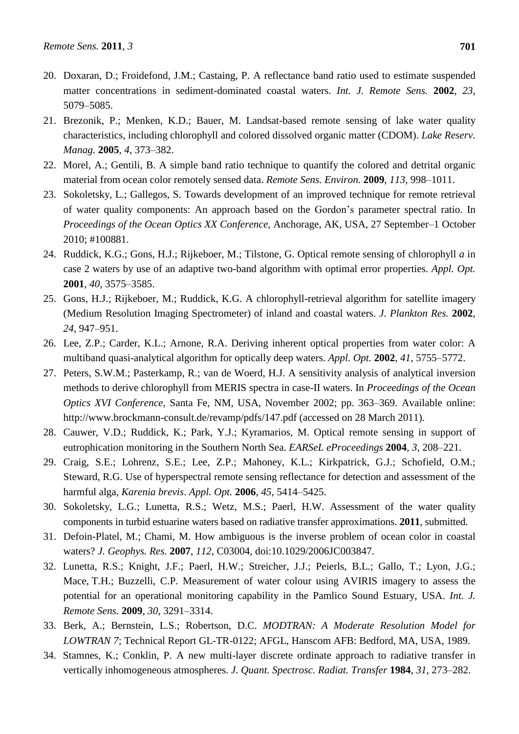20. Doxaran, D.; Froidefond, J.M.; Castaing, P. A reflectance band ratio used to estimate suspended matter concentrations in sediment-dominated coastal waters. *Int. J. Remote Sens.* **2002**, *23*, 5079–5085.
21. Brezonik, P.; Menken, K.D.; Bauer, M. Landsat-based remote sensing of lake water quality characteristics, including chlorophyll and colored dissolved organic matter (CDOM). *Lake Reserv. Manag.* **2005**, *4*, 373–382.
22. Morel, A.; Gentili, B. A simple band ratio technique to quantify the colored and detrital organic material from ocean color remotely sensed data. *Remote Sens. Environ.* **2009**, *113*, 998–1011.
23. Sokoletsky, L.; Gallegos, S. Towards development of an improved technique for remote retrieval of water quality components: An approach based on the Gordon's parameter spectral ratio. In *Proceedings of the Ocean Optics XX Conference*, Anchorage, AK, USA, 27 September–1 October 2010; #100881.
24. Ruddick, K.G.; Gons, H.J.; Rijkeboer, M.; Tilstone, G. Optical remote sensing of chlorophyll *a* in case 2 waters by use of an adaptive two-band algorithm with optimal error properties. *Appl. Opt.* **2001**, *40*, 3575–3585.
25. Gons, H.J.; Rijkeboer, M.; Ruddick, K.G. A chlorophyll-retrieval algorithm for satellite imagery (Medium Resolution Imaging Spectrometer) of inland and coastal waters. *J. Plankton Res.* **2002**, *24*, 947–951.
26. Lee, Z.P.; Carder, K.L.; Arnone, R.A. Deriving inherent optical properties from water color: A multiband quasi-analytical algorithm for optically deep waters. *Appl. Opt.* **2002**, *41*, 5755–5772.
27. Peters, S.W.M.; Pasterkamp, R.; van de Woerd, H.J. A sensitivity analysis of analytical inversion methods to derive chlorophyll from MERIS spectra in case-II waters. In *Proceedings of the Ocean Optics XVI Conference*, Santa Fe, NM, USA, November 2002; pp. 363–369. Available online: http://www.brockmann-consult.de/revamp/pdfs/147.pdf (accessed on 28 March 2011).
28. Cauwer, V.D.; Ruddick, K.; Park, Y.J.; Kyramarios, M. Optical remote sensing in support of eutrophication monitoring in the Southern North Sea. *EARSeL eProceedings* **2004**, *3*, 208–221.
29. Craig, S.E.; Lohrenz, S.E.; Lee, Z.P.; Mahoney, K.L.; Kirkpatrick, G.J.; Schofield, O.M.; Steward, R.G. Use of hyperspectral remote sensing reflectance for detection and assessment of the harmful alga, *Karenia brevis*. *Appl. Opt.* **2006**, *45*, 5414–5425.
30. Sokoletsky, L.G.; Lunetta, R.S.; Wetz, M.S.; Paerl, H.W. Assessment of the water quality components in turbid estuarine waters based on radiative transfer approximations. **2011**, submitted.
31. Defoin-Platel, M.; Chami, M. How ambiguous is the inverse problem of ocean color in coastal waters? *J. Geophys. Res.* **2007**, *112*, C03004, doi:10.1029/2006JC003847.
32. Lunetta, R.S.; Knight, J.F.; Paerl, H.W.; Streicher, J.J.; Peierls, B.L.; Gallo, T.; Lyon, J.G.; Mace, T.H.; Buzzelli, C.P. Measurement of water colour using AVIRIS imagery to assess the potential for an operational monitoring capability in the Pamlico Sound Estuary, USA. *Int. J. Remote Sens.* **2009**, *30*, 3291–3314.
33. Berk, A.; Bernstein, L.S.; Robertson, D.C. *MODTRAN: A Moderate Resolution Model for LOWTRAN 7*; Technical Report GL-TR-0122; AFGL, Hanscom AFB: Bedford, MA, USA, 1989.
34. Stamnes, K.; Conklin, P. A new multi-layer discrete ordinate approach to radiative transfer in vertically inhomogeneous atmospheres. *J. Quant. Spectrosc. Radiat. Transfer* **1984**, *31*, 273–282.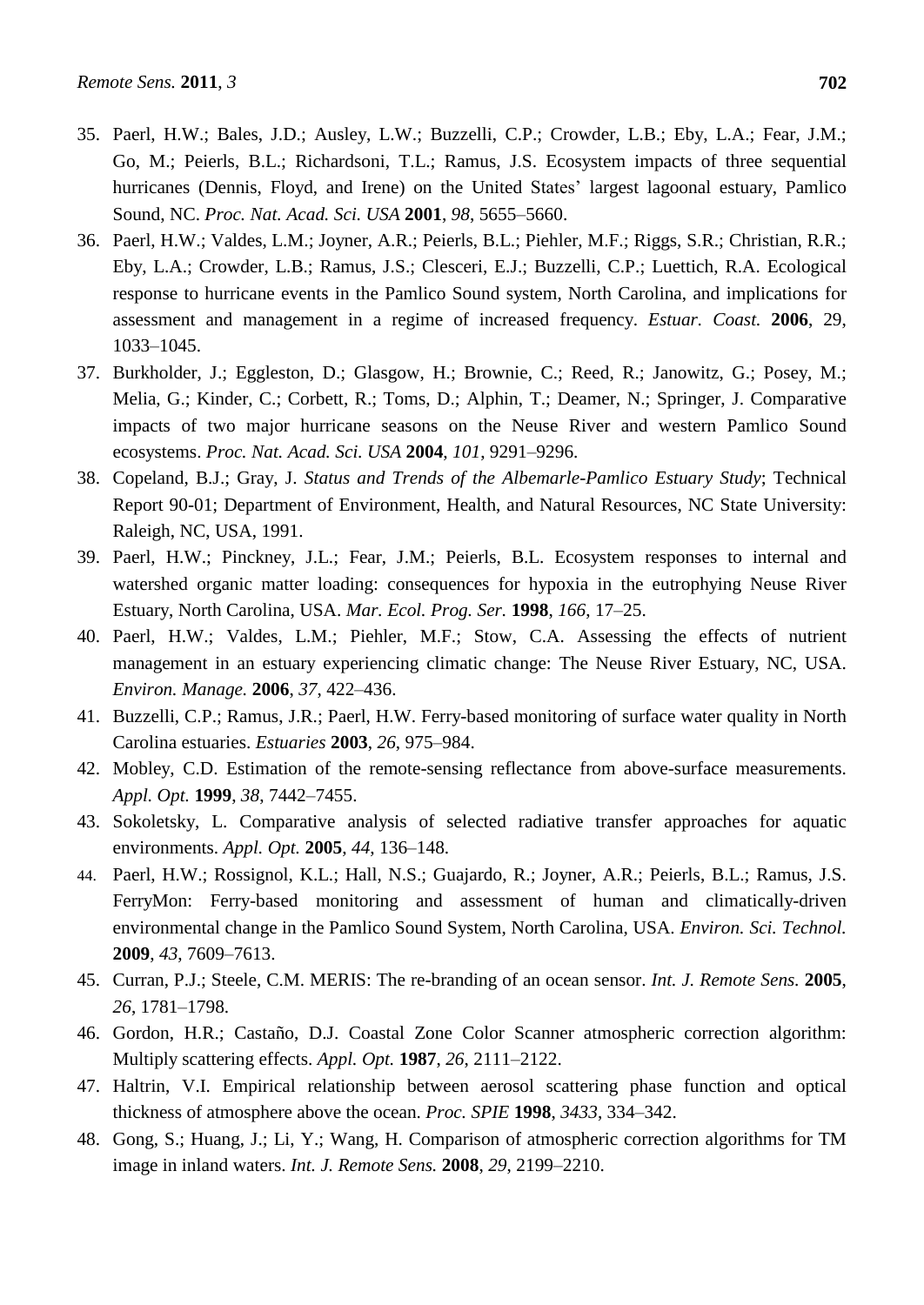35. Paerl, H.W.; Bales, J.D.; Ausley, L.W.; Buzzelli, C.P.; Crowder, L.B.; Eby, L.A.; Fear, J.M.; Go, M.; Peierls, B.L.; Richardsoni, T.L.; Ramus, J.S. Ecosystem impacts of three sequential hurricanes (Dennis, Floyd, and Irene) on the United States' largest lagoonal estuary, Pamlico Sound, NC. *Proc. Nat. Acad. Sci. USA* **2001**, *98*, 5655–5660.
36. Paerl, H.W.; Valdes, L.M.; Joyner, A.R.; Peierls, B.L.; Piehler, M.F.; Riggs, S.R.; Christian, R.R.; Eby, L.A.; Crowder, L.B.; Ramus, J.S.; Clesceri, E.J.; Buzzelli, C.P.; Luettich, R.A. Ecological response to hurricane events in the Pamlico Sound system, North Carolina, and implications for assessment and management in a regime of increased frequency. *Estuar. Coast.* **2006**, 29, 1033–1045.
37. Burkholder, J.; Eggleston, D.; Glasgow, H.; Brownie, C.; Reed, R.; Janowitz, G.; Posey, M.; Melia, G.; Kinder, C.; Corbett, R.; Toms, D.; Alphin, T.; Deamer, N.; Springer, J. Comparative impacts of two major hurricane seasons on the Neuse River and western Pamlico Sound ecosystems. *Proc. Nat. Acad. Sci. USA* **2004**, *101*, 9291–9296.
38. Copeland, B.J.; Gray, J. *Status and Trends of the Albemarle-Pamlico Estuary Study*; Technical Report 90-01; Department of Environment, Health, and Natural Resources, NC State University: Raleigh, NC, USA, 1991.
39. Paerl, H.W.; Pinckney, J.L.; Fear, J.M.; Peierls, B.L. Ecosystem responses to internal and watershed organic matter loading: consequences for hypoxia in the eutrophying Neuse River Estuary, North Carolina, USA. *Mar. Ecol. Prog. Ser.* **1998**, *166*, 17–25.
40. Paerl, H.W.; Valdes, L.M.; Piehler, M.F.; Stow, C.A. Assessing the effects of nutrient management in an estuary experiencing climatic change: The Neuse River Estuary, NC, USA. *Environ. Manage.* **2006**, *37*, 422–436.
41. Buzzelli, C.P.; Ramus, J.R.; Paerl, H.W. Ferry-based monitoring of surface water quality in North Carolina estuaries. *Estuaries* **2003**, *26*, 975–984.
42. Mobley, C.D. Estimation of the remote-sensing reflectance from above-surface measurements. *Appl. Opt.* **1999**, *38*, 7442–7455.
43. Sokoletsky, L. Comparative analysis of selected radiative transfer approaches for aquatic environments. *Appl. Opt.* **2005**, *44*, 136–148.
44. Paerl, H.W.; Rossignol, K.L.; Hall, N.S.; Guajardo, R.; Joyner, A.R.; Peierls, B.L.; Ramus, J.S. FerryMon: Ferry-based monitoring and assessment of human and climatically-driven environmental change in the Pamlico Sound System, North Carolina, USA. *Environ. Sci. Technol.* **2009**, *43*, 7609–7613.
45. Curran, P.J.; Steele, C.M. MERIS: The re-branding of an ocean sensor. *Int. J. Remote Sens.* **2005**, *26*, 1781–1798.
46. Gordon, H.R.; Castaño, D.J. Coastal Zone Color Scanner atmospheric correction algorithm: Multiply scattering effects. *Appl. Opt.* **1987**, *26*, 2111–2122.
47. Haltrin, V.I. Empirical relationship between aerosol scattering phase function and optical thickness of atmosphere above the ocean. *Proc. SPIE* **1998**, *3433*, 334–342.
48. Gong, S.; Huang, J.; Li, Y.; Wang, H. Comparison of atmospheric correction algorithms for TM image in inland waters. *Int. J. Remote Sens.* **2008**, *29*, 2199–2210.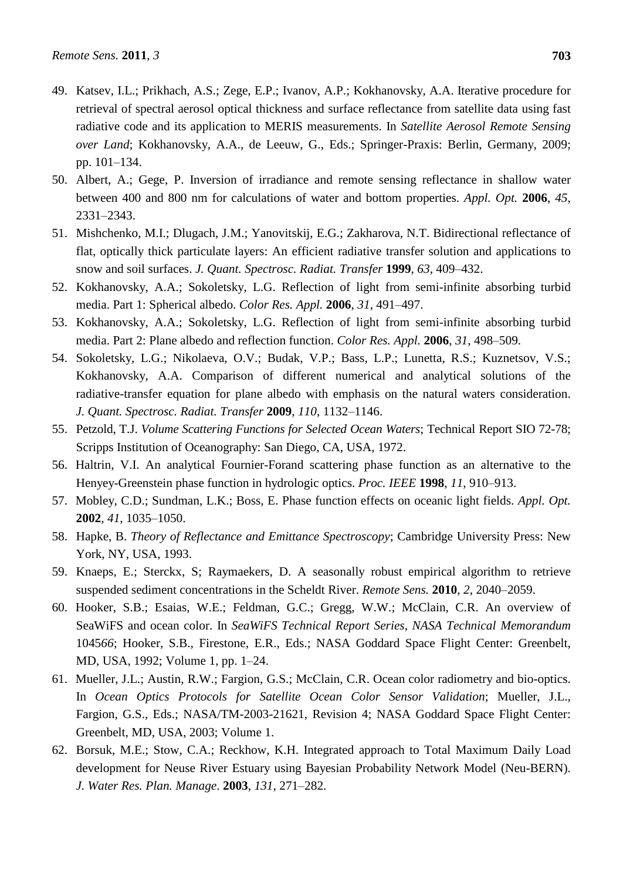49. Katsev, I.L.; Prikhach, A.S.; Zege, E.P.; Ivanov, A.P.; Kokhanovsky, A.A. Iterative procedure for retrieval of spectral aerosol optical thickness and surface reflectance from satellite data using fast radiative code and its application to MERIS measurements. In *Satellite Aerosol Remote Sensing over Land*; Kokhanovsky, A.A., de Leeuw, G., Eds.; Springer-Praxis: Berlin, Germany, 2009; pp. 101–134.
50. Albert, A.; Gege, P. Inversion of irradiance and remote sensing reflectance in shallow water between 400 and 800 nm for calculations of water and bottom properties. *Appl. Opt.* **2006**, *45*, 2331–2343.
51. Mishchenko, M.I.; Dlugach, J.M.; Yanovitskij, E.G.; Zakharova, N.T. Bidirectional reflectance of flat, optically thick particulate layers: An efficient radiative transfer solution and applications to snow and soil surfaces. *J. Quant. Spectrosc. Radiat. Transfer* **1999**, *63*, 409–432.
52. Kokhanovsky, A.A.; Sokoletsky, L.G. Reflection of light from semi-infinite absorbing turbid media. Part 1: Spherical albedo. *Color Res. Appl.* **2006**, *31*, 491–497.
53. Kokhanovsky, A.A.; Sokoletsky, L.G. Reflection of light from semi-infinite absorbing turbid media. Part 2: Plane albedo and reflection function. *Color Res. Appl.* **2006**, *31*, 498–509.
54. Sokoletsky, L.G.; Nikolaeva, O.V.; Budak, V.P.; Bass, L.P.; Lunetta, R.S.; Kuznetsov, V.S.; Kokhanovsky, A.A. Comparison of different numerical and analytical solutions of the radiative-transfer equation for plane albedo with emphasis on the natural waters consideration. *J. Quant. Spectrosc. Radiat. Transfer* **2009**, *110*, 1132–1146.
55. Petzold, T.J. *Volume Scattering Functions for Selected Ocean Waters*; Technical Report SIO 72-78; Scripps Institution of Oceanography: San Diego, CA, USA, 1972.
56. Haltrin, V.I. An analytical Fournier-Forand scattering phase function as an alternative to the Henyey-Greenstein phase function in hydrologic optics. *Proc. IEEE* **1998**, *11*, 910–913.
57. Mobley, C.D.; Sundman, L.K.; Boss, E. Phase function effects on oceanic light fields. *Appl. Opt.* **2002**, *41*, 1035–1050.
58. Hapke, B. *Theory of Reflectance and Emittance Spectroscopy*; Cambridge University Press: New York, NY, USA, 1993.
59. Knaeps, E.; Sterckx, S; Raymaekers, D. A seasonally robust empirical algorithm to retrieve suspended sediment concentrations in the Scheldt River. *Remote Sens.* **2010**, *2*, 2040–2059.
60. Hooker, S.B.; Esaias, W.E.; Feldman, G.C.; Gregg, W.W.; McClain, C.R. An overview of SeaWiFS and ocean color. In *SeaWiFS Technical Report Series*, *NASA Technical Memorandum* 104566; Hooker, S.B., Firestone, E.R., Eds.; NASA Goddard Space Flight Center: Greenbelt, MD, USA, 1992; Volume 1, pp. 1–24.
61. Mueller, J.L.; Austin, R.W.; Fargion, G.S.; McClain, C.R. Ocean color radiometry and bio-optics. In *Ocean Optics Protocols for Satellite Ocean Color Sensor Validation*; Mueller, J.L., Fargion, G.S., Eds.; NASA/TM-2003-21621, Revision 4; NASA Goddard Space Flight Center: Greenbelt, MD, USA, 2003; Volume 1.
62. Borsuk, M.E.; Stow, C.A.; Reckhow, K.H. Integrated approach to Total Maximum Daily Load development for Neuse River Estuary using Bayesian Probability Network Model (Neu-BERN). *J. Water Res. Plan. Manage*. **2003**, *131*, 271–282.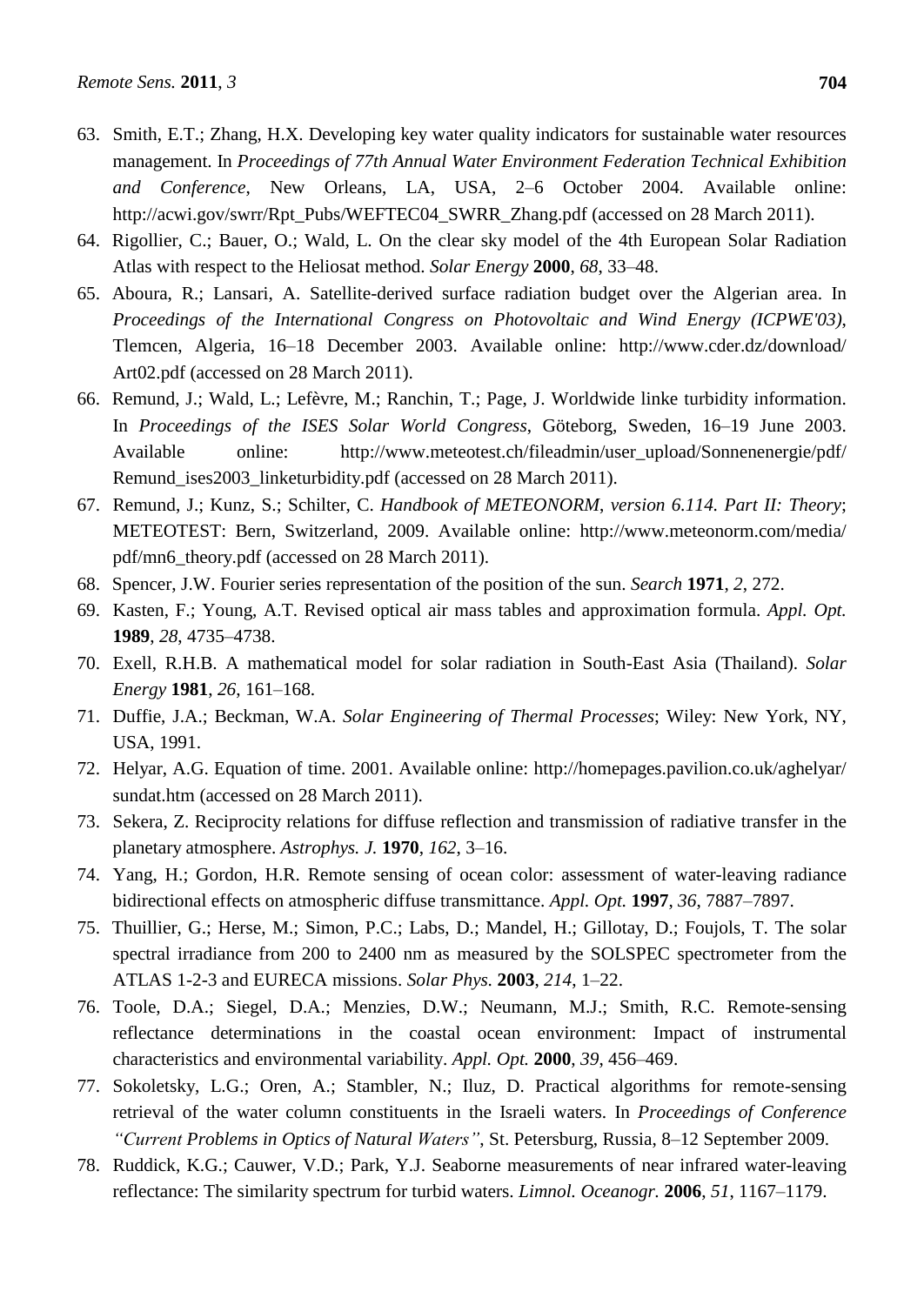63. Smith, E.T.; Zhang, H.X. Developing key water quality indicators for sustainable water resources management. In *Proceedings of 77th Annual Water Environment Federation Technical Exhibition and Conference*, New Orleans, LA, USA, 2–6 October 2004. Available online: http://acwi.gov/swrr/Rpt_Pubs/WEFTEC04_SWRR_Zhang.pdf (accessed on 28 March 2011).
64. Rigollier, C.; Bauer, O.; Wald, L. On the clear sky model of the 4th European Solar Radiation Atlas with respect to the Heliosat method. *Solar Energy* **2000**, *68*, 33–48.
65. Aboura, R.; Lansari, A. Satellite-derived surface radiation budget over the Algerian area. In *Proceedings of the International Congress on Photovoltaic and Wind Energy (ICPWE'03)*, Tlemcen, Algeria, 16–18 December 2003. Available online: http://www.cder.dz/download/Art02.pdf (accessed on 28 March 2011).
66. Remund, J.; Wald, L.; Lefèvre, M.; Ranchin, T.; Page, J. Worldwide linke turbidity information. In *Proceedings of the ISES Solar World Congress*, Göteborg, Sweden, 16–19 June 2003. Available online: http://www.meteotest.ch/fileadmin/user_upload/Sonnenenergie/pdf/Remund_ises2003_linketurbidity.pdf (accessed on 28 March 2011).
67. Remund, J.; Kunz, S.; Schilter, C. *Handbook of METEONORM, version 6.114. Part II: Theory*; METEOTEST: Bern, Switzerland, 2009. Available online: http://www.meteonorm.com/media/pdf/mn6_theory.pdf (accessed on 28 March 2011).
68. Spencer, J.W. Fourier series representation of the position of the sun. *Search* **1971**, *2*, 272.
69. Kasten, F.; Young, A.T. Revised optical air mass tables and approximation formula. *Appl. Opt.* **1989**, *28*, 4735–4738.
70. Exell, R.H.B. A mathematical model for solar radiation in South-East Asia (Thailand). *Solar Energy* **1981**, *26*, 161–168.
71. Duffie, J.A.; Beckman, W.A. *Solar Engineering of Thermal Processes*; Wiley: New York, NY, USA, 1991.
72. Helyar, A.G. Equation of time. 2001. Available online: http://homepages.pavilion.co.uk/aghelyar/sundat.htm (accessed on 28 March 2011).
73. Sekera, Z. Reciprocity relations for diffuse reflection and transmission of radiative transfer in the planetary atmosphere. *Astrophys. J.* **1970**, *162*, 3–16.
74. Yang, H.; Gordon, H.R. Remote sensing of ocean color: assessment of water-leaving radiance bidirectional effects on atmospheric diffuse transmittance. *Appl. Opt.* **1997**, *36*, 7887–7897.
75. Thuillier, G.; Herse, M.; Simon, P.C.; Labs, D.; Mandel, H.; Gillotay, D.; Foujols, T. The solar spectral irradiance from 200 to 2400 nm as measured by the SOLSPEC spectrometer from the ATLAS 1-2-3 and EURECA missions. *Solar Phys.* **2003**, *214*, 1–22.
76. Toole, D.A.; Siegel, D.A.; Menzies, D.W.; Neumann, M.J.; Smith, R.C. Remote-sensing reflectance determinations in the coastal ocean environment: Impact of instrumental characteristics and environmental variability. *Appl. Opt.* **2000**, *39*, 456–469.
77. Sokoletsky, L.G.; Oren, A.; Stambler, N.; Iluz, D. Practical algorithms for remote-sensing retrieval of the water column constituents in the Israeli waters. In *Proceedings of Conference "Current Problems in Optics of Natural Waters"*, St. Petersburg, Russia, 8–12 September 2009.
78. Ruddick, K.G.; Cauwer, V.D.; Park, Y.J. Seaborne measurements of near infrared water-leaving reflectance: The similarity spectrum for turbid waters. *Limnol. Oceanogr.* **2006**, *51*, 1167–1179.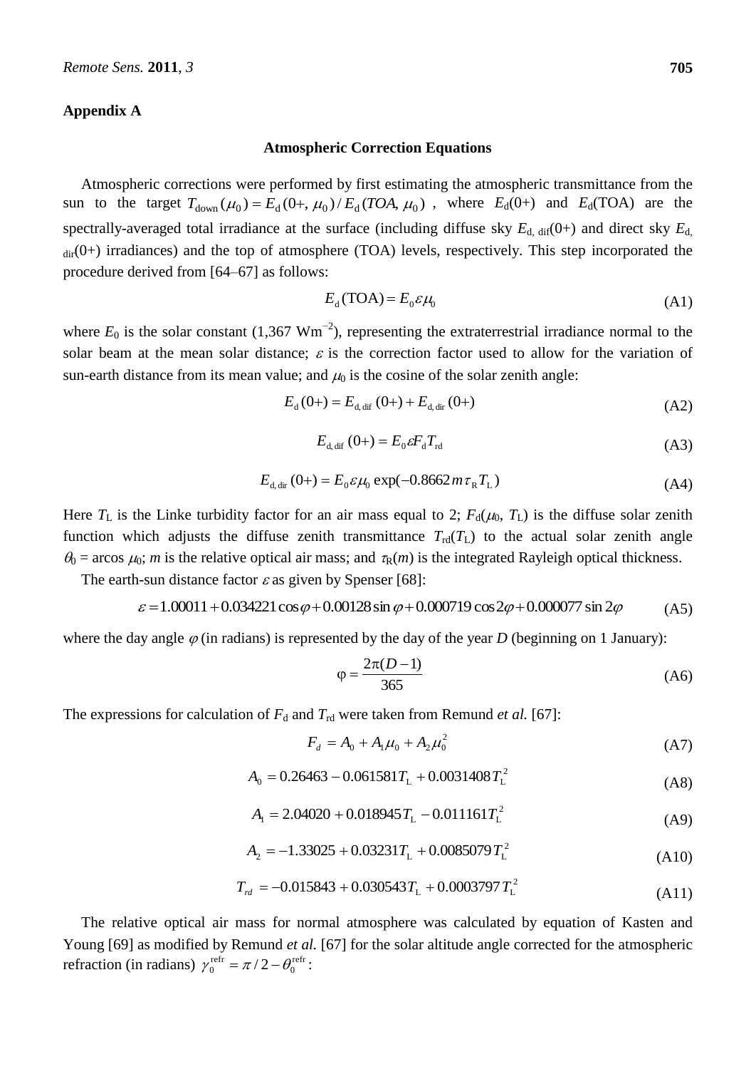## Appendix A

### Atmospheric Correction Equations

Atmospheric corrections were performed by first estimating the atmospheric transmittance from the sun to the target $T_{\text{down}}(\mu_0) = E_{\text{d}}(0+, \mu_0)/E_{\text{d}}(TOA, \mu_0)$, where $E_{\text{d}}(0+)$ and $E_{\text{d}}(\text{TOA})$ are the spectrally-averaged total irradiance at the surface (including diffuse sky $E_{\text{d, dif}}(0+)$ and direct sky $E_{\text{d, dir}}(0+)$ irradiances) and the top of atmosphere (TOA) levels, respectively. This step incorporated the procedure derived from [64–67] as follows:

$$E_{\text{d}}(\text{TOA}) = E_0 \varepsilon \mu_0 \tag{A1}$$

where $E_0$ is the solar constant (1,367 Wm$^{-2}$), representing the extraterrestrial irradiance normal to the solar beam at the mean solar distance; $\varepsilon$ is the correction factor used to allow for the variation of sun-earth distance from its mean value; and $\mu_0$ is the cosine of the solar zenith angle:

$$E_{\text{d}}(0+) = E_{\text{d, dif}}(0+) + E_{\text{d, dir}}(0+) \tag{A2}$$

$$E_{\text{d, dif}}(0+) = E_0 \varepsilon F_{\text{d}} T_{\text{rd}} \tag{A3}$$

$$E_{\text{d, dir}}(0+) = E_0 \varepsilon \mu_0 \exp(-0.8662\, m\, \tau_{\text{R}} T_{\text{L}}) \tag{A4}$$

Here $T_{\text{L}}$ is the Linke turbidity factor for an air mass equal to 2; $F_{\text{d}}(\mu_0, T_{\text{L}})$ is the diffuse solar zenith function which adjusts the diffuse zenith transmittance $T_{\text{rd}}(T_{\text{L}})$ to the actual solar zenith angle $\theta_0 = \arccos \mu_0$; $m$ is the relative optical air mass; and $\tau_{\text{R}}(m)$ is the integrated Rayleigh optical thickness.

The earth-sun distance factor $\varepsilon$ as given by Spenser [68]:

$$\varepsilon = 1.00011 + 0.034221\cos\varphi + 0.00128\sin\varphi + 0.000719\cos 2\varphi + 0.000077\sin 2\varphi \tag{A5}$$

where the day angle $\varphi$ (in radians) is represented by the day of the year $D$ (beginning on 1 January):

$$\varphi = \frac{2\pi(D-1)}{365} \tag{A6}$$

The expressions for calculation of $F_{\text{d}}$ and $T_{\text{rd}}$ were taken from Remund *et al.* [67]:

$$F_d = A_0 + A_1\mu_0 + A_2\mu_0^2 \tag{A7}$$

$$A_0 = 0.26463 - 0.061581T_{\text{L}} + 0.0031408T_{\text{L}}^2 \tag{A8}$$

$$A_1 = 2.04020 + 0.018945T_{\text{L}} - 0.011161T_{\text{L}}^2 \tag{A9}$$

$$A_2 = -1.33025 + 0.03231T_{\text{L}} + 0.0085079T_{\text{L}}^2 \tag{A10}$$

$$T_{rd} = -0.015843 + 0.030543T_{\text{L}} + 0.0003797T_{\text{L}}^2 \tag{A11}$$

The relative optical air mass for normal atmosphere was calculated by equation of Kasten and Young [69] as modified by Remund *et al.* [67] for the solar altitude angle corrected for the atmospheric refraction (in radians) $\gamma_0^{\text{refr}} = \pi/2 - \theta_0^{\text{refr}}$: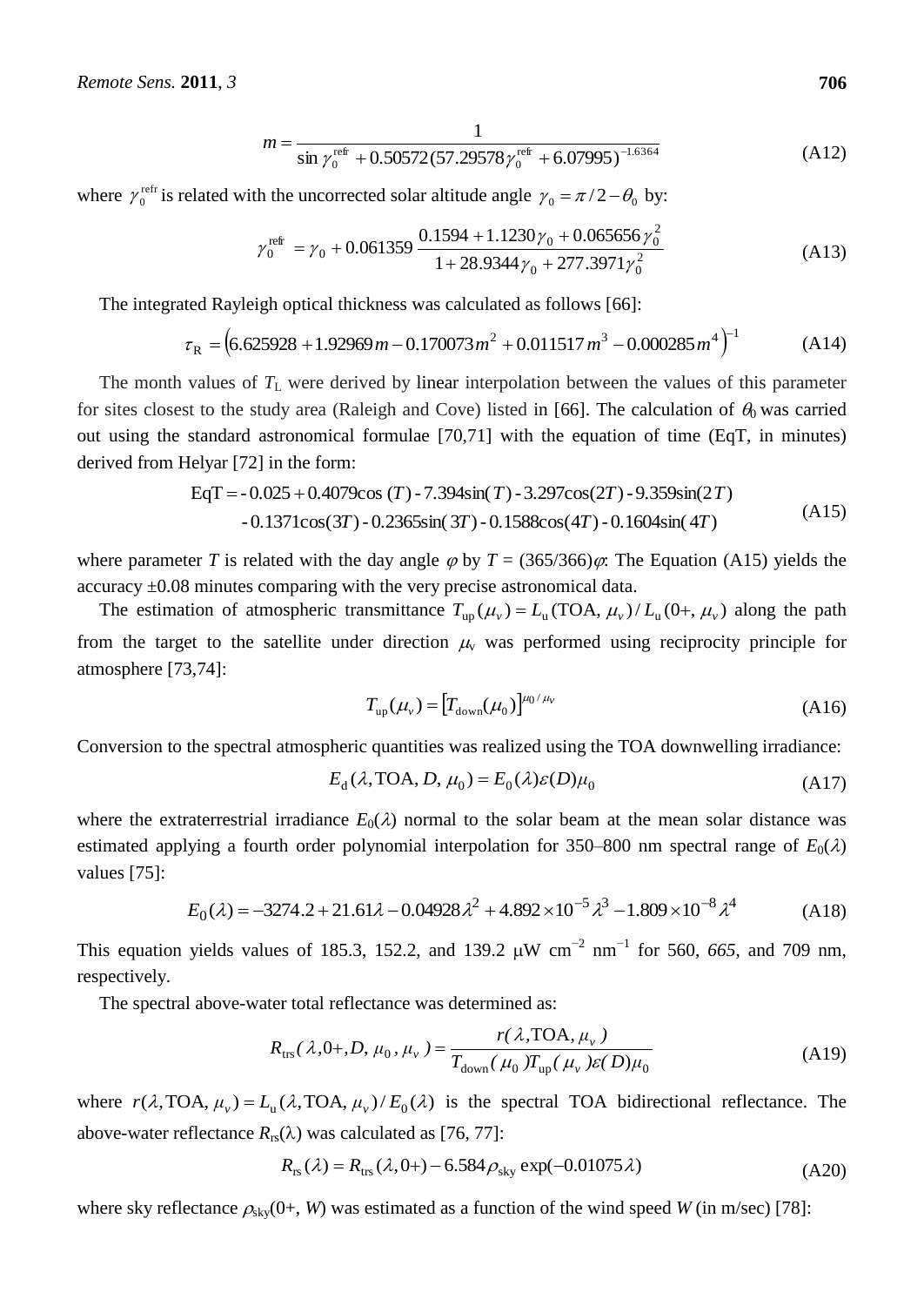$$m = \frac{1}{\sin \gamma_0^{\text{refr}} + 0.50572(57.29578\gamma_0^{\text{refr}} + 6.07995)^{-1.6364}} \tag{A12}$$

where $\gamma_0^{\text{refr}}$ is related with the uncorrected solar altitude angle $\gamma_0 = \pi/2 - \theta_0$ by:

$$\gamma_0^{\text{refr}} = \gamma_0 + 0.061359 \frac{0.1594 + 1.1230\gamma_0 + 0.065656\gamma_0^2}{1 + 28.9344\gamma_0 + 277.3971\gamma_0^2} \tag{A13}$$

The integrated Rayleigh optical thickness was calculated as follows [66]:

$$\tau_{\text{R}} = \left(6.625928 + 1.92969m - 0.170073m^2 + 0.011517m^3 - 0.000285m^4\right)^{-1} \tag{A14}$$

The month values of $T_{\text{L}}$ were derived by linear interpolation between the values of this parameter for sites closest to the study area (Raleigh and Cove) listed in [66]. The calculation of $\theta_0$ was carried out using the standard astronomical formulae [70,71] with the equation of time (EqT, in minutes) derived from Helyar [72] in the form:

$$\begin{aligned} \text{EqT} = & -0.025 + 0.4079\cos(T) - 7.394\sin(T) - 3.297\cos(2T) - 9.359\sin(2T) \\ & - 0.1371\cos(3T) - 0.2365\sin(3T) - 0.1588\cos(4T) - 0.1604\sin(4T) \end{aligned} \tag{A15}$$

where parameter $T$ is related with the day angle $\varphi$ by $T = (365/366)\varphi$: The Equation (A15) yields the accuracy ±0.08 minutes comparing with the very precise astronomical data.

The estimation of atmospheric transmittance $T_{\text{up}}(\mu_v) = L_{\text{u}}(\text{TOA}, \mu_v)/L_{\text{u}}(0+, \mu_v)$ along the path from the target to the satellite under direction $\mu_v$ was performed using reciprocity principle for atmosphere [73,74]:

$$T_{\text{up}}(\mu_v) = \left[T_{\text{down}}(\mu_0)\right]^{\mu_0/\mu_v} \tag{A16}$$

Conversion to the spectral atmospheric quantities was realized using the TOA downwelling irradiance:

$$E_{\text{d}}(\lambda, \text{TOA}, D, \mu_0) = E_0(\lambda)\varepsilon(D)\mu_0 \tag{A17}$$

where the extraterrestrial irradiance $E_0(\lambda)$ normal to the solar beam at the mean solar distance was estimated applying a fourth order polynomial interpolation for 350–800 nm spectral range of $E_0(\lambda)$ values [75]:

$$E_0(\lambda) = -3274.2 + 21.61\lambda - 0.04928\lambda^2 + 4.892 \times 10^{-5}\lambda^3 - 1.809 \times 10^{-8}\lambda^4 \tag{A18}$$

This equation yields values of 185.3, 152.2, and 139.2 μW cm$^{-2}$ nm$^{-1}$ for 560, *665*, and 709 nm, respectively.

The spectral above-water total reflectance was determined as:

$$R_{\text{trs}}(\lambda, 0+, D, \mu_0, \mu_v) = \frac{r(\lambda, \text{TOA}, \mu_v)}{T_{\text{down}}(\mu_0)T_{\text{up}}(\mu_v)\varepsilon(D)\mu_0} \tag{A19}$$

where $r(\lambda, \text{TOA}, \mu_v) = L_{\text{u}}(\lambda, \text{TOA}, \mu_v)/E_0(\lambda)$ is the spectral TOA bidirectional reflectance. The above-water reflectance $R_{\text{rs}}(\lambda)$ was calculated as [76, 77]:

$$R_{\text{rs}}(\lambda) = R_{\text{trs}}(\lambda, 0+) - 6.584\rho_{\text{sky}}\exp(-0.01075\lambda) \tag{A20}$$

where sky reflectance $\rho_{\text{sky}}(0+, W)$ was estimated as a function of the wind speed $W$ (in m/sec) [78]: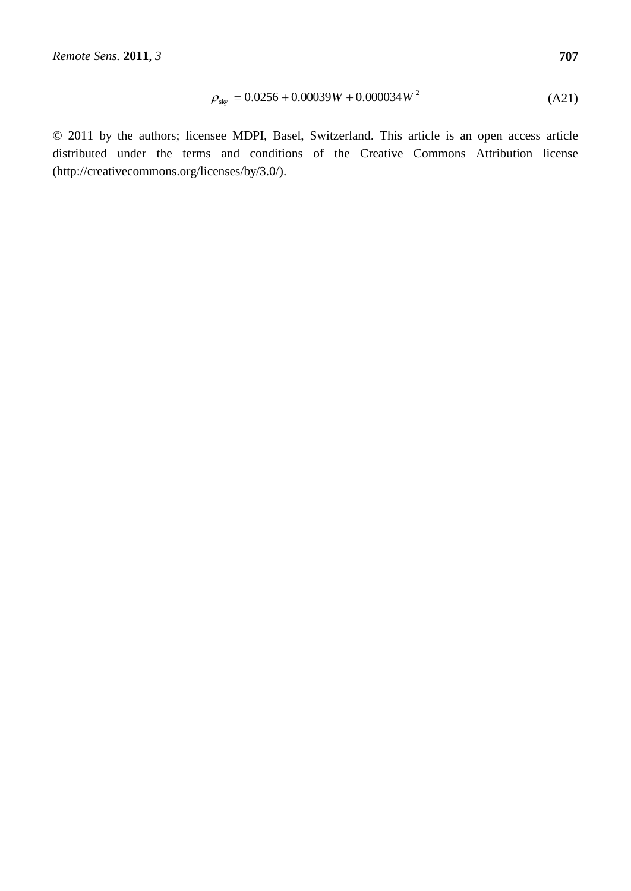$$\rho_{\text{sky}} = 0.0256 + 0.00039W + 0.000034W^2 \tag{A21}$$

© 2011 by the authors; licensee MDPI, Basel, Switzerland. This article is an open access article distributed under the terms and conditions of the Creative Commons Attribution license (http://creativecommons.org/licenses/by/3.0/).